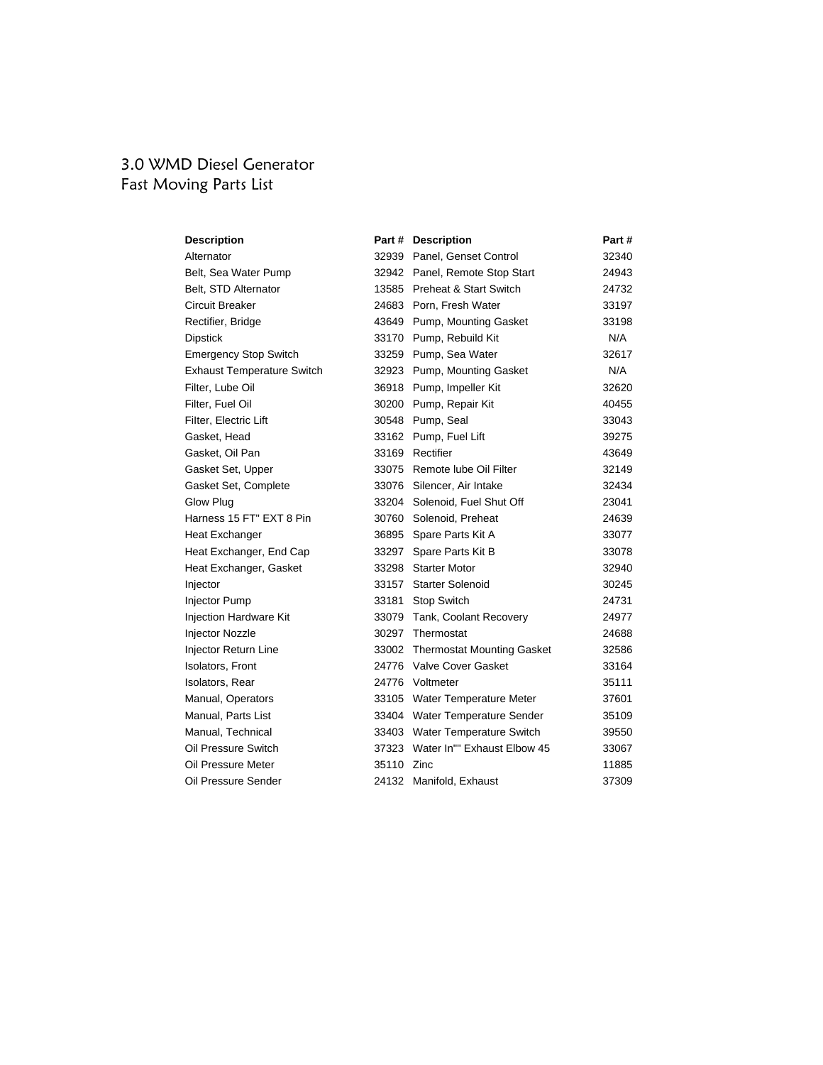# 3.0 WMD Diesel Generator
## Fast Moving Parts List

| Description | Part # | Description | Part # |
|---|---|---|---|
| Alternator | 32939 | Panel, Genset Control | 32340 |
| Belt, Sea Water Pump | 32942 | Panel, Remote Stop Start | 24943 |
| Belt, STD Alternator | 13585 | Preheat & Start Switch | 24732 |
| Circuit Breaker | 24683 | Porn, Fresh Water | 33197 |
| Rectifier, Bridge | 43649 | Pump, Mounting Gasket | 33198 |
| Dipstick | 33170 | Pump, Rebuild Kit | N/A |
| Emergency Stop Switch | 33259 | Pump, Sea Water | 32617 |
| Exhaust Temperature Switch | 32923 | Pump, Mounting Gasket | N/A |
| Filter, Lube Oil | 36918 | Pump, Impeller Kit | 32620 |
| Filter, Fuel Oil | 30200 | Pump, Repair Kit | 40455 |
| Filter, Electric Lift | 30548 | Pump, Seal | 33043 |
| Gasket, Head | 33162 | Pump, Fuel Lift | 39275 |
| Gasket, Oil Pan | 33169 | Rectifier | 43649 |
| Gasket Set, Upper | 33075 | Remote lube Oil Filter | 32149 |
| Gasket Set, Complete | 33076 | Silencer, Air Intake | 32434 |
| Glow Plug | 33204 | Solenoid, Fuel Shut Off | 23041 |
| Harness 15 FT" EXT 8 Pin | 30760 | Solenoid, Preheat | 24639 |
| Heat Exchanger | 36895 | Spare Parts Kit A | 33077 |
| Heat Exchanger, End Cap | 33297 | Spare Parts Kit B | 33078 |
| Heat Exchanger, Gasket | 33298 | Starter Motor | 32940 |
| Injector | 33157 | Starter Solenoid | 30245 |
| Injector Pump | 33181 | Stop Switch | 24731 |
| Injection Hardware Kit | 33079 | Tank, Coolant Recovery | 24977 |
| Injector Nozzle | 30297 | Thermostat | 24688 |
| Injector Return Line | 33002 | Thermostat Mounting Gasket | 32586 |
| Isolators, Front | 24776 | Valve Cover Gasket | 33164 |
| Isolators, Rear | 24776 | Voltmeter | 35111 |
| Manual, Operators | 33105 | Water Temperature Meter | 37601 |
| Manual, Parts List | 33404 | Water Temperature Sender | 35109 |
| Manual, Technical | 33403 | Water Temperature Switch | 39550 |
| Oil Pressure Switch | 37323 | Water In"" Exhaust Elbow 45 | 33067 |
| Oil Pressure Meter | 35110 | Zinc | 11885 |
| Oil Pressure Sender | 24132 | Manifold, Exhaust | 37309 |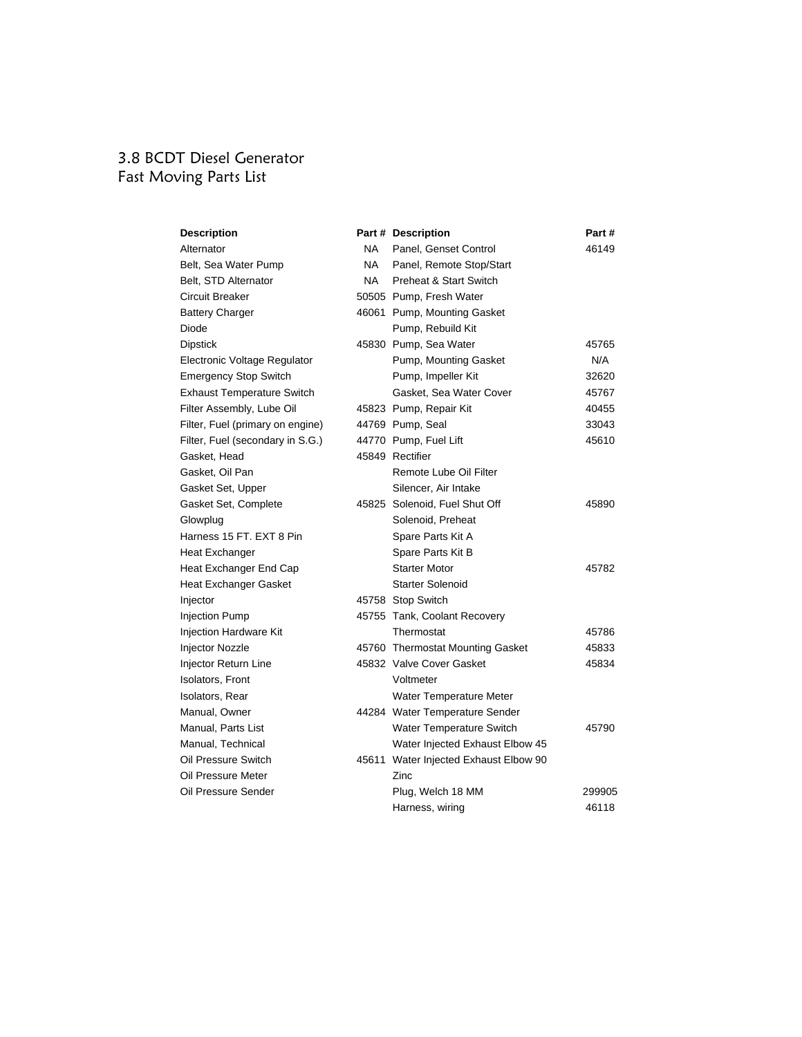# 3.8 BCDT Diesel Generator
## Fast Moving Parts List

| Description | Part # | Description | Part # |
|---|---|---|---|
| Alternator | NA | Panel, Genset Control | 46149 |
| Belt, Sea Water Pump | NA | Panel, Remote Stop/Start | |
| Belt, STD Alternator | NA | Preheat & Start Switch | |
| Circuit Breaker | 50505 | Pump, Fresh Water | |
| Battery Charger | 46061 | Pump, Mounting Gasket | |
| Diode | | Pump, Rebuild Kit | |
| Dipstick | 45830 | Pump, Sea Water | 45765 |
| Electronic Voltage Regulator | | Pump, Mounting Gasket | N/A |
| Emergency Stop Switch | | Pump, Impeller Kit | 32620 |
| Exhaust Temperature Switch | | Gasket, Sea Water Cover | 45767 |
| Filter Assembly, Lube Oil | 45823 | Pump, Repair Kit | 40455 |
| Filter, Fuel (primary on engine) | 44769 | Pump, Seal | 33043 |
| Filter, Fuel (secondary in S.G.) | 44770 | Pump, Fuel Lift | 45610 |
| Gasket, Head | 45849 | Rectifier | |
| Gasket, Oil Pan | | Remote Lube Oil Filter | |
| Gasket Set, Upper | | Silencer, Air Intake | |
| Gasket Set, Complete | 45825 | Solenoid, Fuel Shut Off | 45890 |
| Glowplug | | Solenoid, Preheat | |
| Harness 15 FT. EXT 8 Pin | | Spare Parts Kit A | |
| Heat Exchanger | | Spare Parts Kit B | |
| Heat Exchanger End Cap | | Starter Motor | 45782 |
| Heat Exchanger Gasket | | Starter Solenoid | |
| Injector | 45758 | Stop Switch | |
| Injection Pump | 45755 | Tank, Coolant Recovery | |
| Injection Hardware Kit | | Thermostat | 45786 |
| Injector Nozzle | 45760 | Thermostat Mounting Gasket | 45833 |
| Injector Return Line | 45832 | Valve Cover Gasket | 45834 |
| Isolators, Front | | Voltmeter | |
| Isolators, Rear | | Water Temperature Meter | |
| Manual, Owner | 44284 | Water Temperature Sender | |
| Manual, Parts List | | Water Temperature Switch | 45790 |
| Manual, Technical | | Water Injected Exhaust Elbow 45 | |
| Oil Pressure Switch | 45611 | Water Injected Exhaust Elbow 90 | |
| Oil Pressure Meter | | Zinc | |
| Oil Pressure Sender | | Plug, Welch 18 MM | 299905 |
| | | Harness, wiring | 46118 |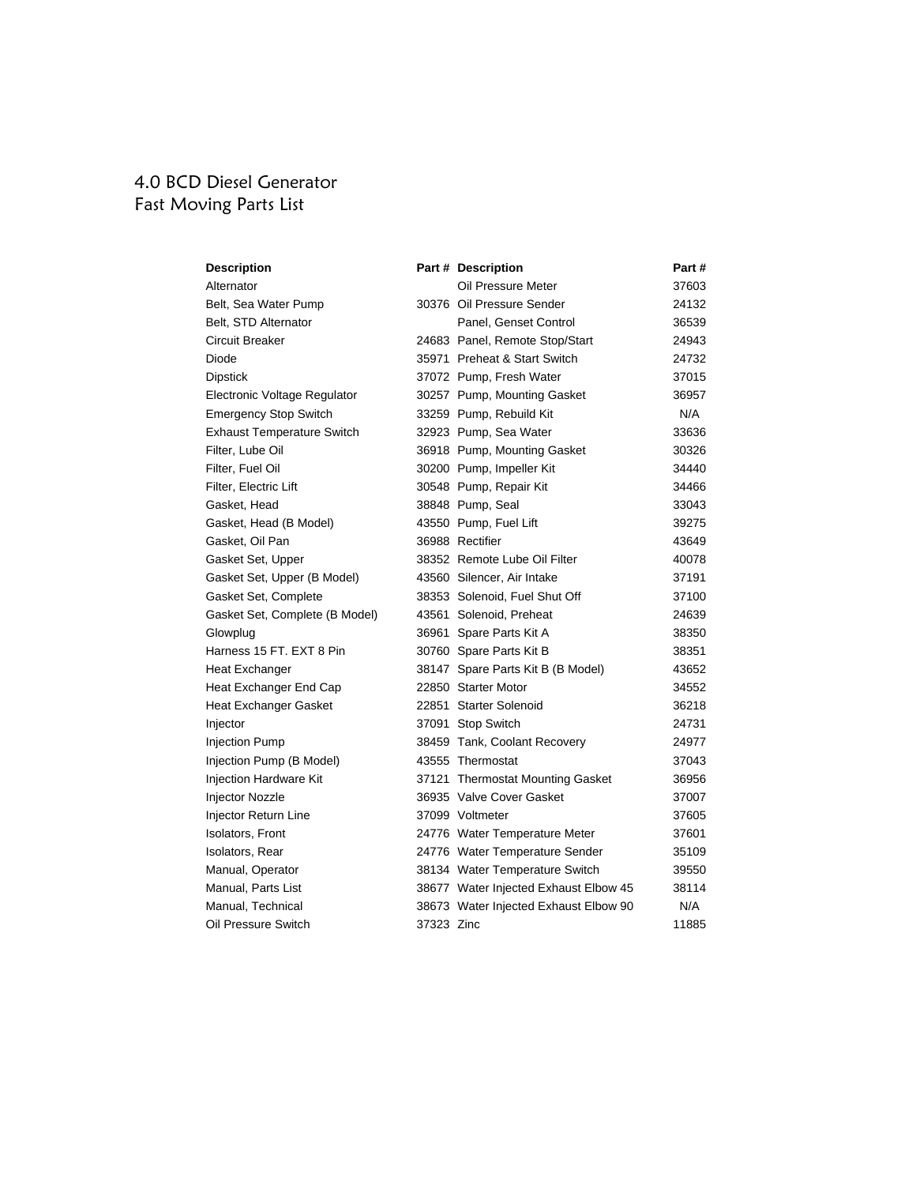# 4.0 BCD Diesel Generator
## Fast Moving Parts List

| Description | Part # | Description | Part # |
|---|---|---|---|
| Alternator | | Oil Pressure Meter | 37603 |
| Belt, Sea Water Pump | 30376 | Oil Pressure Sender | 24132 |
| Belt, STD Alternator | | Panel, Genset Control | 36539 |
| Circuit Breaker | 24683 | Panel, Remote Stop/Start | 24943 |
| Diode | 35971 | Preheat & Start Switch | 24732 |
| Dipstick | 37072 | Pump, Fresh Water | 37015 |
| Electronic Voltage Regulator | 30257 | Pump, Mounting Gasket | 36957 |
| Emergency Stop Switch | 33259 | Pump, Rebuild Kit | N/A |
| Exhaust Temperature Switch | 32923 | Pump, Sea Water | 33636 |
| Filter, Lube Oil | 36918 | Pump, Mounting Gasket | 30326 |
| Filter, Fuel Oil | 30200 | Pump, Impeller Kit | 34440 |
| Filter, Electric Lift | 30548 | Pump, Repair Kit | 34466 |
| Gasket, Head | 38848 | Pump, Seal | 33043 |
| Gasket, Head (B Model) | 43550 | Pump, Fuel Lift | 39275 |
| Gasket, Oil Pan | 36988 | Rectifier | 43649 |
| Gasket Set, Upper | 38352 | Remote Lube Oil Filter | 40078 |
| Gasket Set, Upper (B Model) | 43560 | Silencer, Air Intake | 37191 |
| Gasket Set, Complete | 38353 | Solenoid, Fuel Shut Off | 37100 |
| Gasket Set, Complete (B Model) | 43561 | Solenoid, Preheat | 24639 |
| Glowplug | 36961 | Spare Parts Kit A | 38350 |
| Harness 15 FT. EXT 8 Pin | 30760 | Spare Parts Kit B | 38351 |
| Heat Exchanger | 38147 | Spare Parts Kit B (B Model) | 43652 |
| Heat Exchanger End Cap | 22850 | Starter Motor | 34552 |
| Heat Exchanger Gasket | 22851 | Starter Solenoid | 36218 |
| Injector | 37091 | Stop Switch | 24731 |
| Injection Pump | 38459 | Tank, Coolant Recovery | 24977 |
| Injection Pump (B Model) | 43555 | Thermostat | 37043 |
| Injection Hardware Kit | 37121 | Thermostat Mounting Gasket | 36956 |
| Injector Nozzle | 36935 | Valve Cover Gasket | 37007 |
| Injector Return Line | 37099 | Voltmeter | 37605 |
| Isolators, Front | 24776 | Water Temperature Meter | 37601 |
| Isolators, Rear | 24776 | Water Temperature Sender | 35109 |
| Manual, Operator | 38134 | Water Temperature Switch | 39550 |
| Manual, Parts List | 38677 | Water Injected Exhaust Elbow 45 | 38114 |
| Manual, Technical | 38673 | Water Injected Exhaust Elbow 90 | N/A |
| Oil Pressure Switch | 37323 | Zinc | 11885 |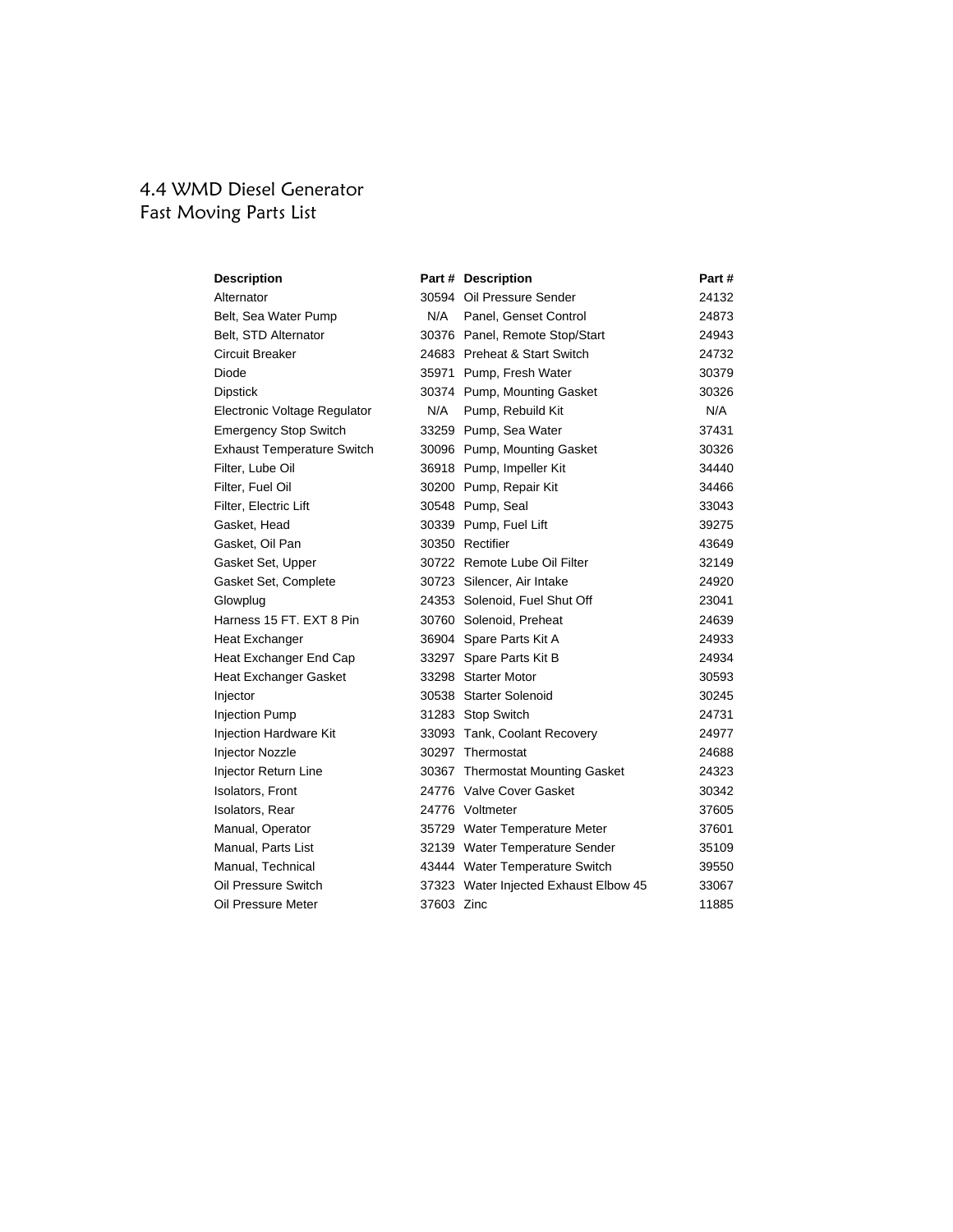# 4.4 WMD Diesel Generator
## Fast Moving Parts List

| Description | Part # | Description | Part # |
|---|---|---|---|
| Alternator | 30594 | Oil Pressure Sender | 24132 |
| Belt, Sea Water Pump | N/A | Panel, Genset Control | 24873 |
| Belt, STD Alternator | 30376 | Panel, Remote Stop/Start | 24943 |
| Circuit Breaker | 24683 | Preheat & Start Switch | 24732 |
| Diode | 35971 | Pump, Fresh Water | 30379 |
| Dipstick | 30374 | Pump, Mounting Gasket | 30326 |
| Electronic Voltage Regulator | N/A | Pump, Rebuild Kit | N/A |
| Emergency Stop Switch | 33259 | Pump, Sea Water | 37431 |
| Exhaust Temperature Switch | 30096 | Pump, Mounting Gasket | 30326 |
| Filter, Lube Oil | 36918 | Pump, Impeller Kit | 34440 |
| Filter, Fuel Oil | 30200 | Pump, Repair Kit | 34466 |
| Filter, Electric Lift | 30548 | Pump, Seal | 33043 |
| Gasket, Head | 30339 | Pump, Fuel Lift | 39275 |
| Gasket, Oil Pan | 30350 | Rectifier | 43649 |
| Gasket Set, Upper | 30722 | Remote Lube Oil Filter | 32149 |
| Gasket Set, Complete | 30723 | Silencer, Air Intake | 24920 |
| Glowplug | 24353 | Solenoid, Fuel Shut Off | 23041 |
| Harness 15 FT. EXT 8 Pin | 30760 | Solenoid, Preheat | 24639 |
| Heat Exchanger | 36904 | Spare Parts Kit A | 24933 |
| Heat Exchanger End Cap | 33297 | Spare Parts Kit B | 24934 |
| Heat Exchanger Gasket | 33298 | Starter Motor | 30593 |
| Injector | 30538 | Starter Solenoid | 30245 |
| Injection Pump | 31283 | Stop Switch | 24731 |
| Injection Hardware Kit | 33093 | Tank, Coolant Recovery | 24977 |
| Injector Nozzle | 30297 | Thermostat | 24688 |
| Injector Return Line | 30367 | Thermostat Mounting Gasket | 24323 |
| Isolators, Front | 24776 | Valve Cover Gasket | 30342 |
| Isolators, Rear | 24776 | Voltmeter | 37605 |
| Manual, Operator | 35729 | Water Temperature Meter | 37601 |
| Manual, Parts List | 32139 | Water Temperature Sender | 35109 |
| Manual, Technical | 43444 | Water Temperature Switch | 39550 |
| Oil Pressure Switch | 37323 | Water Injected Exhaust Elbow 45 | 33067 |
| Oil Pressure Meter | 37603 | Zinc | 11885 |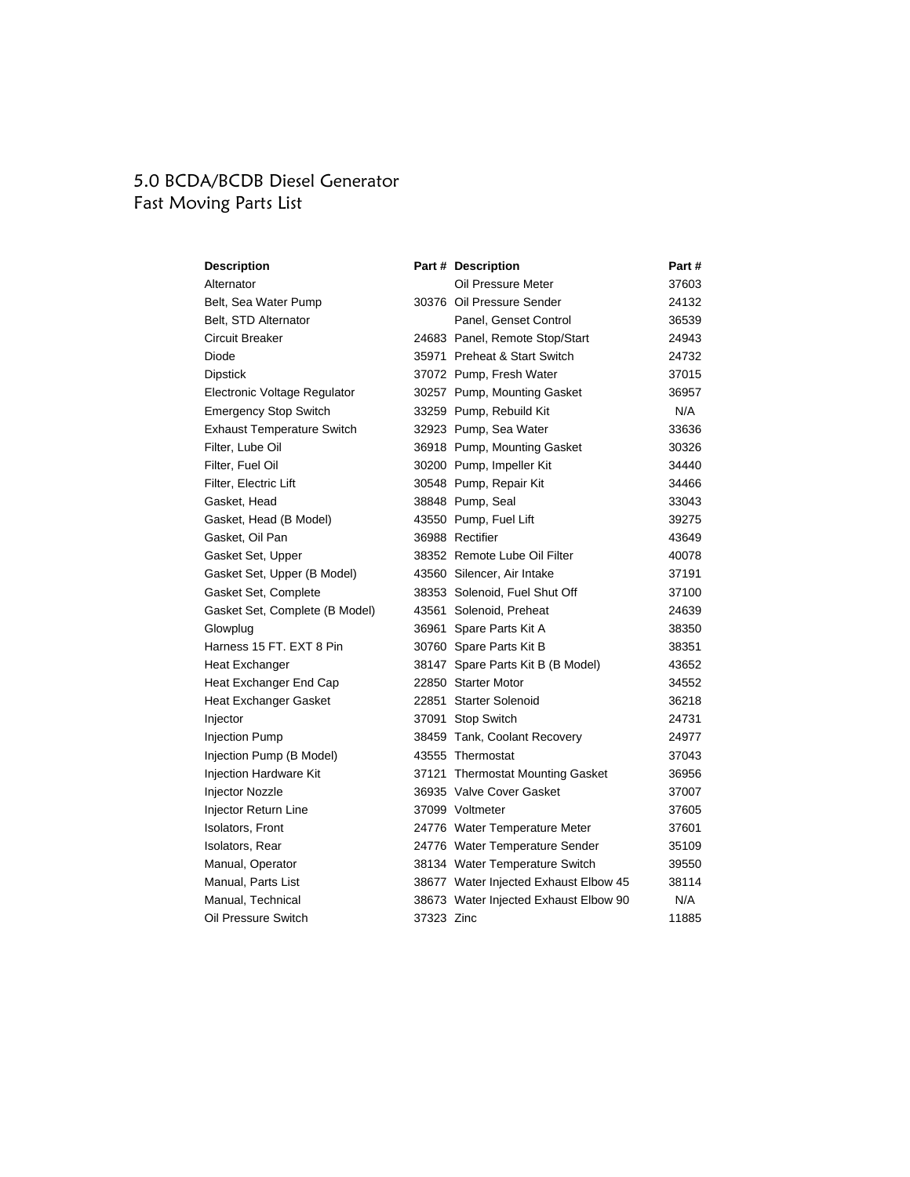# 5.0 BCDA/BCDB Diesel Generator
## Fast Moving Parts List

| Description | Part # | Description | Part # |
|---|---|---|---|
| Alternator | | Oil Pressure Meter | 37603 |
| Belt, Sea Water Pump | 30376 | Oil Pressure Sender | 24132 |
| Belt, STD Alternator | | Panel, Genset Control | 36539 |
| Circuit Breaker | 24683 | Panel, Remote Stop/Start | 24943 |
| Diode | 35971 | Preheat & Start Switch | 24732 |
| Dipstick | 37072 | Pump, Fresh Water | 37015 |
| Electronic Voltage Regulator | 30257 | Pump, Mounting Gasket | 36957 |
| Emergency Stop Switch | 33259 | Pump, Rebuild Kit | N/A |
| Exhaust Temperature Switch | 32923 | Pump, Sea Water | 33636 |
| Filter, Lube Oil | 36918 | Pump, Mounting Gasket | 30326 |
| Filter, Fuel Oil | 30200 | Pump, Impeller Kit | 34440 |
| Filter, Electric Lift | 30548 | Pump, Repair Kit | 34466 |
| Gasket, Head | 38848 | Pump, Seal | 33043 |
| Gasket, Head (B Model) | 43550 | Pump, Fuel Lift | 39275 |
| Gasket, Oil Pan | 36988 | Rectifier | 43649 |
| Gasket Set, Upper | 38352 | Remote Lube Oil Filter | 40078 |
| Gasket Set, Upper (B Model) | 43560 | Silencer, Air Intake | 37191 |
| Gasket Set, Complete | 38353 | Solenoid, Fuel Shut Off | 37100 |
| Gasket Set, Complete (B Model) | 43561 | Solenoid, Preheat | 24639 |
| Glowplug | 36961 | Spare Parts Kit A | 38350 |
| Harness 15 FT. EXT 8 Pin | 30760 | Spare Parts Kit B | 38351 |
| Heat Exchanger | 38147 | Spare Parts Kit B (B Model) | 43652 |
| Heat Exchanger End Cap | 22850 | Starter Motor | 34552 |
| Heat Exchanger Gasket | 22851 | Starter Solenoid | 36218 |
| Injector | 37091 | Stop Switch | 24731 |
| Injection Pump | 38459 | Tank, Coolant Recovery | 24977 |
| Injection Pump (B Model) | 43555 | Thermostat | 37043 |
| Injection Hardware Kit | 37121 | Thermostat Mounting Gasket | 36956 |
| Injector Nozzle | 36935 | Valve Cover Gasket | 37007 |
| Injector Return Line | 37099 | Voltmeter | 37605 |
| Isolators, Front | 24776 | Water Temperature Meter | 37601 |
| Isolators, Rear | 24776 | Water Temperature Sender | 35109 |
| Manual, Operator | 38134 | Water Temperature Switch | 39550 |
| Manual, Parts List | 38677 | Water Injected Exhaust Elbow 45 | 38114 |
| Manual, Technical | 38673 | Water Injected Exhaust Elbow 90 | N/A |
| Oil Pressure Switch | 37323 | Zinc | 11885 |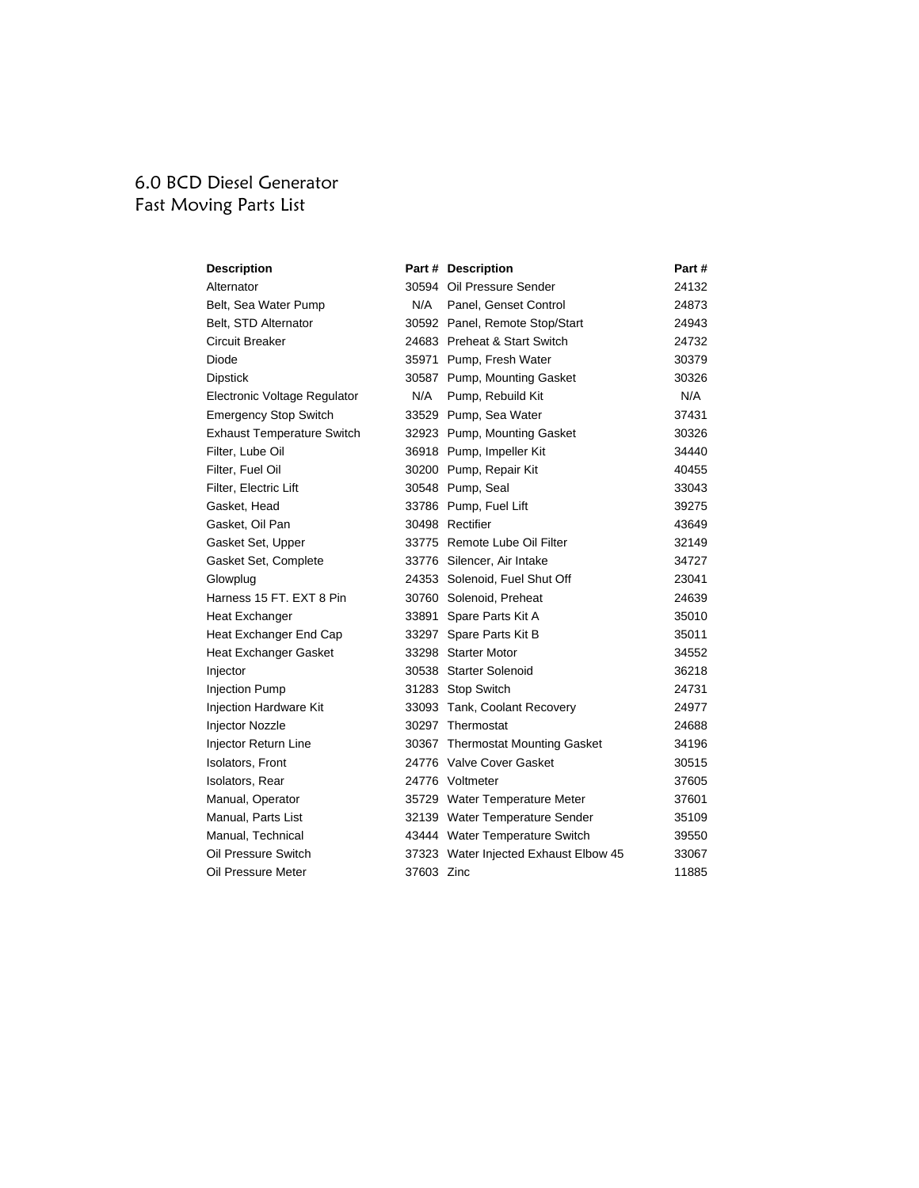# 6.0 BCD Diesel Generator
## Fast Moving Parts List

| Description | Part # | Description | Part # |
|---|---|---|---|
| Alternator | 30594 | Oil Pressure Sender | 24132 |
| Belt, Sea Water Pump | N/A | Panel, Genset Control | 24873 |
| Belt, STD Alternator | 30592 | Panel, Remote Stop/Start | 24943 |
| Circuit Breaker | 24683 | Preheat & Start Switch | 24732 |
| Diode | 35971 | Pump, Fresh Water | 30379 |
| Dipstick | 30587 | Pump, Mounting Gasket | 30326 |
| Electronic Voltage Regulator | N/A | Pump, Rebuild Kit | N/A |
| Emergency Stop Switch | 33529 | Pump, Sea Water | 37431 |
| Exhaust Temperature Switch | 32923 | Pump, Mounting Gasket | 30326 |
| Filter, Lube Oil | 36918 | Pump, Impeller Kit | 34440 |
| Filter, Fuel Oil | 30200 | Pump, Repair Kit | 40455 |
| Filter, Electric Lift | 30548 | Pump, Seal | 33043 |
| Gasket, Head | 33786 | Pump, Fuel Lift | 39275 |
| Gasket, Oil Pan | 30498 | Rectifier | 43649 |
| Gasket Set, Upper | 33775 | Remote Lube Oil Filter | 32149 |
| Gasket Set, Complete | 33776 | Silencer, Air Intake | 34727 |
| Glowplug | 24353 | Solenoid, Fuel Shut Off | 23041 |
| Harness 15 FT. EXT 8 Pin | 30760 | Solenoid, Preheat | 24639 |
| Heat Exchanger | 33891 | Spare Parts Kit A | 35010 |
| Heat Exchanger End Cap | 33297 | Spare Parts Kit B | 35011 |
| Heat Exchanger Gasket | 33298 | Starter Motor | 34552 |
| Injector | 30538 | Starter Solenoid | 36218 |
| Injection Pump | 31283 | Stop Switch | 24731 |
| Injection Hardware Kit | 33093 | Tank, Coolant Recovery | 24977 |
| Injector Nozzle | 30297 | Thermostat | 24688 |
| Injector Return Line | 30367 | Thermostat Mounting Gasket | 34196 |
| Isolators, Front | 24776 | Valve Cover Gasket | 30515 |
| Isolators, Rear | 24776 | Voltmeter | 37605 |
| Manual, Operator | 35729 | Water Temperature Meter | 37601 |
| Manual, Parts List | 32139 | Water Temperature Sender | 35109 |
| Manual, Technical | 43444 | Water Temperature Switch | 39550 |
| Oil Pressure Switch | 37323 | Water Injected Exhaust Elbow 45 | 33067 |
| Oil Pressure Meter | 37603 | Zinc | 11885 |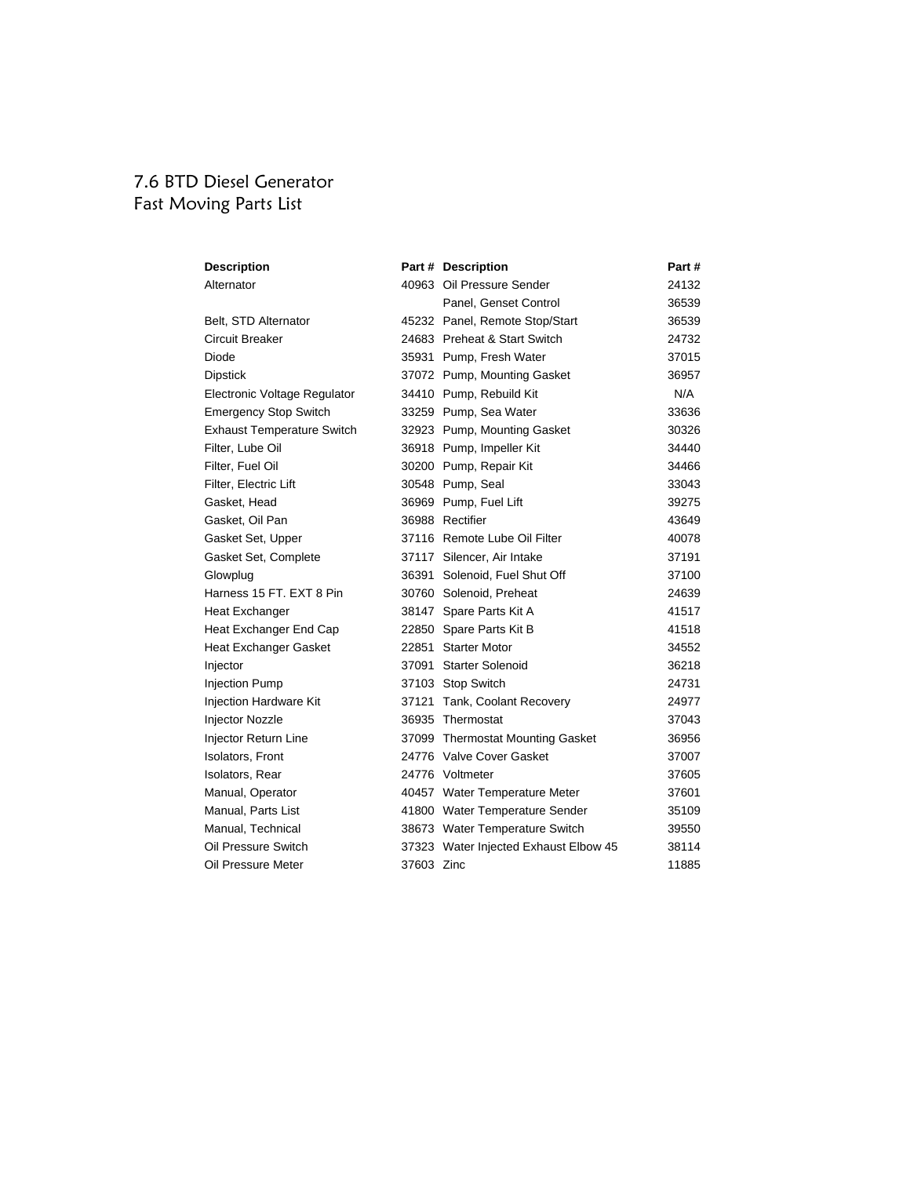# 7.6 BTD Diesel Generator
## Fast Moving Parts List

| Description | Part # | Description | Part # |
|---|---|---|---|
| Alternator | 40963 | Oil Pressure Sender | 24132 |
| | | Panel, Genset Control | 36539 |
| Belt, STD Alternator | 45232 | Panel, Remote Stop/Start | 36539 |
| Circuit Breaker | 24683 | Preheat & Start Switch | 24732 |
| Diode | 35931 | Pump, Fresh Water | 37015 |
| Dipstick | 37072 | Pump, Mounting Gasket | 36957 |
| Electronic Voltage Regulator | 34410 | Pump, Rebuild Kit | N/A |
| Emergency Stop Switch | 33259 | Pump, Sea Water | 33636 |
| Exhaust Temperature Switch | 32923 | Pump, Mounting Gasket | 30326 |
| Filter, Lube Oil | 36918 | Pump, Impeller Kit | 34440 |
| Filter, Fuel Oil | 30200 | Pump, Repair Kit | 34466 |
| Filter, Electric Lift | 30548 | Pump, Seal | 33043 |
| Gasket, Head | 36969 | Pump, Fuel Lift | 39275 |
| Gasket, Oil Pan | 36988 | Rectifier | 43649 |
| Gasket Set, Upper | 37116 | Remote Lube Oil Filter | 40078 |
| Gasket Set, Complete | 37117 | Silencer, Air Intake | 37191 |
| Glowplug | 36391 | Solenoid, Fuel Shut Off | 37100 |
| Harness 15 FT. EXT 8 Pin | 30760 | Solenoid, Preheat | 24639 |
| Heat Exchanger | 38147 | Spare Parts Kit A | 41517 |
| Heat Exchanger End Cap | 22850 | Spare Parts Kit B | 41518 |
| Heat Exchanger Gasket | 22851 | Starter Motor | 34552 |
| Injector | 37091 | Starter Solenoid | 36218 |
| Injection Pump | 37103 | Stop Switch | 24731 |
| Injection Hardware Kit | 37121 | Tank, Coolant Recovery | 24977 |
| Injector Nozzle | 36935 | Thermostat | 37043 |
| Injector Return Line | 37099 | Thermostat Mounting Gasket | 36956 |
| Isolators, Front | 24776 | Valve Cover Gasket | 37007 |
| Isolators, Rear | 24776 | Voltmeter | 37605 |
| Manual, Operator | 40457 | Water Temperature Meter | 37601 |
| Manual, Parts List | 41800 | Water Temperature Sender | 35109 |
| Manual, Technical | 38673 | Water Temperature Switch | 39550 |
| Oil Pressure Switch | 37323 | Water Injected Exhaust Elbow 45 | 38114 |
| Oil Pressure Meter | 37603 | Zinc | 11885 |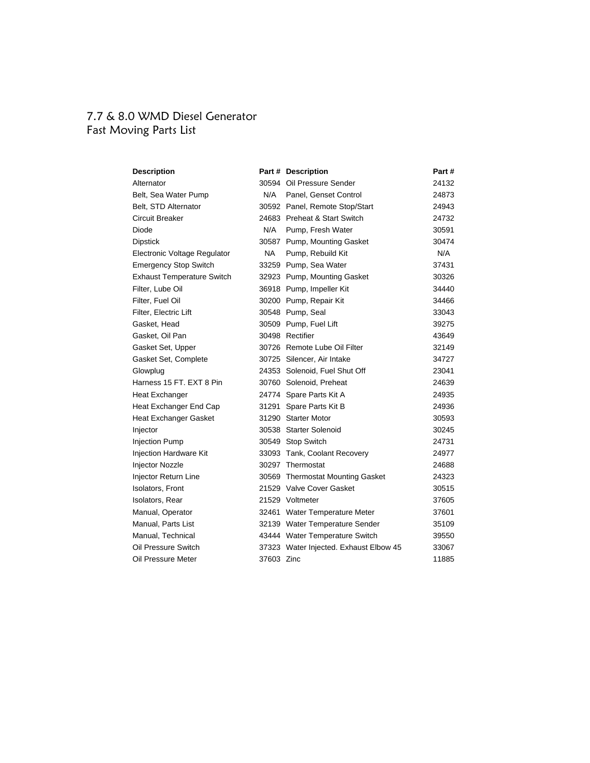# 7.7 & 8.0 WMD Diesel Generator
## Fast Moving Parts List

| Description | Part # | Description | Part # |
|---|---|---|---|
| Alternator | 30594 | Oil Pressure Sender | 24132 |
| Belt, Sea Water Pump | N/A | Panel, Genset Control | 24873 |
| Belt, STD Alternator | 30592 | Panel, Remote Stop/Start | 24943 |
| Circuit Breaker | 24683 | Preheat & Start Switch | 24732 |
| Diode | N/A | Pump, Fresh Water | 30591 |
| Dipstick | 30587 | Pump, Mounting Gasket | 30474 |
| Electronic Voltage Regulator | NA | Pump, Rebuild Kit | N/A |
| Emergency Stop Switch | 33259 | Pump, Sea Water | 37431 |
| Exhaust Temperature Switch | 32923 | Pump, Mounting Gasket | 30326 |
| Filter, Lube Oil | 36918 | Pump, Impeller Kit | 34440 |
| Filter, Fuel Oil | 30200 | Pump, Repair Kit | 34466 |
| Filter, Electric Lift | 30548 | Pump, Seal | 33043 |
| Gasket, Head | 30509 | Pump, Fuel Lift | 39275 |
| Gasket, Oil Pan | 30498 | Rectifier | 43649 |
| Gasket Set, Upper | 30726 | Remote Lube Oil Filter | 32149 |
| Gasket Set, Complete | 30725 | Silencer, Air Intake | 34727 |
| Glowplug | 24353 | Solenoid, Fuel Shut Off | 23041 |
| Harness 15 FT. EXT 8 Pin | 30760 | Solenoid, Preheat | 24639 |
| Heat Exchanger | 24774 | Spare Parts Kit A | 24935 |
| Heat Exchanger End Cap | 31291 | Spare Parts Kit B | 24936 |
| Heat Exchanger Gasket | 31290 | Starter Motor | 30593 |
| Injector | 30538 | Starter Solenoid | 30245 |
| Injection Pump | 30549 | Stop Switch | 24731 |
| Injection Hardware Kit | 33093 | Tank, Coolant Recovery | 24977 |
| Injector Nozzle | 30297 | Thermostat | 24688 |
| Injector Return Line | 30569 | Thermostat Mounting Gasket | 24323 |
| Isolators, Front | 21529 | Valve Cover Gasket | 30515 |
| Isolators, Rear | 21529 | Voltmeter | 37605 |
| Manual, Operator | 32461 | Water Temperature Meter | 37601 |
| Manual, Parts List | 32139 | Water Temperature Sender | 35109 |
| Manual, Technical | 43444 | Water Temperature Switch | 39550 |
| Oil Pressure Switch | 37323 | Water Injected. Exhaust Elbow 45 | 33067 |
| Oil Pressure Meter | 37603 | Zinc | 11885 |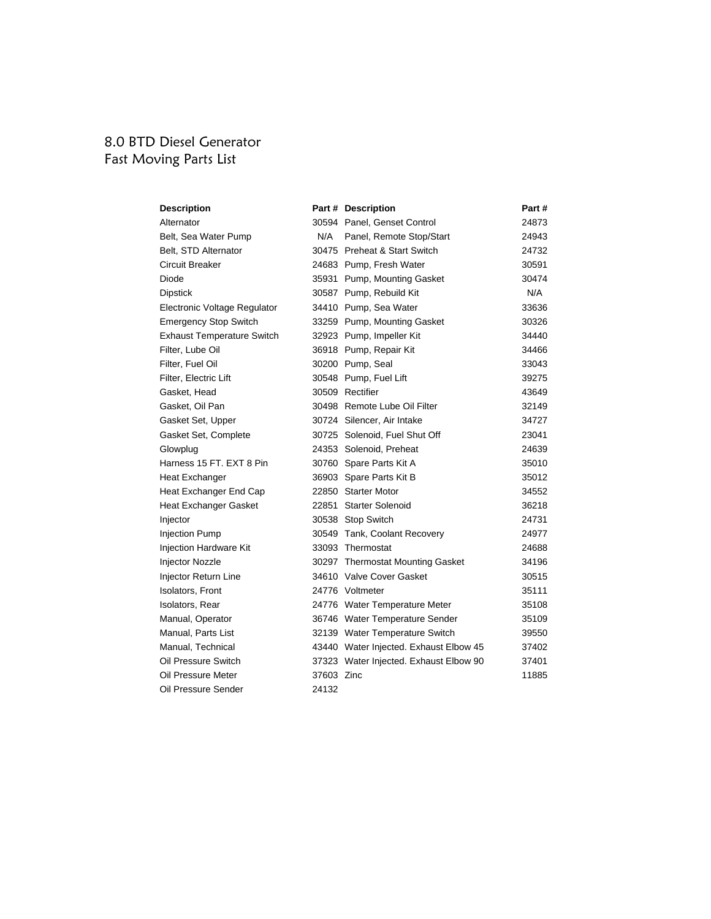# 8.0 BTD Diesel Generator
## Fast Moving Parts List

| Description | Part # | Description | Part # |
|---|---|---|---|
| Alternator | 30594 | Panel, Genset Control | 24873 |
| Belt, Sea Water Pump | N/A | Panel, Remote Stop/Start | 24943 |
| Belt, STD Alternator | 30475 | Preheat & Start Switch | 24732 |
| Circuit Breaker | 24683 | Pump, Fresh Water | 30591 |
| Diode | 35931 | Pump, Mounting Gasket | 30474 |
| Dipstick | 30587 | Pump, Rebuild Kit | N/A |
| Electronic Voltage Regulator | 34410 | Pump, Sea Water | 33636 |
| Emergency Stop Switch | 33259 | Pump, Mounting Gasket | 30326 |
| Exhaust Temperature Switch | 32923 | Pump, Impeller Kit | 34440 |
| Filter, Lube Oil | 36918 | Pump, Repair Kit | 34466 |
| Filter, Fuel Oil | 30200 | Pump, Seal | 33043 |
| Filter, Electric Lift | 30548 | Pump, Fuel Lift | 39275 |
| Gasket, Head | 30509 | Rectifier | 43649 |
| Gasket, Oil Pan | 30498 | Remote Lube Oil Filter | 32149 |
| Gasket Set, Upper | 30724 | Silencer, Air Intake | 34727 |
| Gasket Set, Complete | 30725 | Solenoid, Fuel Shut Off | 23041 |
| Glowplug | 24353 | Solenoid, Preheat | 24639 |
| Harness 15 FT. EXT 8 Pin | 30760 | Spare Parts Kit A | 35010 |
| Heat Exchanger | 36903 | Spare Parts Kit B | 35012 |
| Heat Exchanger End Cap | 22850 | Starter Motor | 34552 |
| Heat Exchanger Gasket | 22851 | Starter Solenoid | 36218 |
| Injector | 30538 | Stop Switch | 24731 |
| Injection Pump | 30549 | Tank, Coolant Recovery | 24977 |
| Injection Hardware Kit | 33093 | Thermostat | 24688 |
| Injector Nozzle | 30297 | Thermostat Mounting Gasket | 34196 |
| Injector Return Line | 34610 | Valve Cover Gasket | 30515 |
| Isolators, Front | 24776 | Voltmeter | 35111 |
| Isolators, Rear | 24776 | Water Temperature Meter | 35108 |
| Manual, Operator | 36746 | Water Temperature Sender | 35109 |
| Manual, Parts List | 32139 | Water Temperature Switch | 39550 |
| Manual, Technical | 43440 | Water Injected. Exhaust Elbow 45 | 37402 |
| Oil Pressure Switch | 37323 | Water Injected. Exhaust Elbow 90 | 37401 |
| Oil Pressure Meter | 37603 | Zinc | 11885 |
| Oil Pressure Sender | 24132 | | |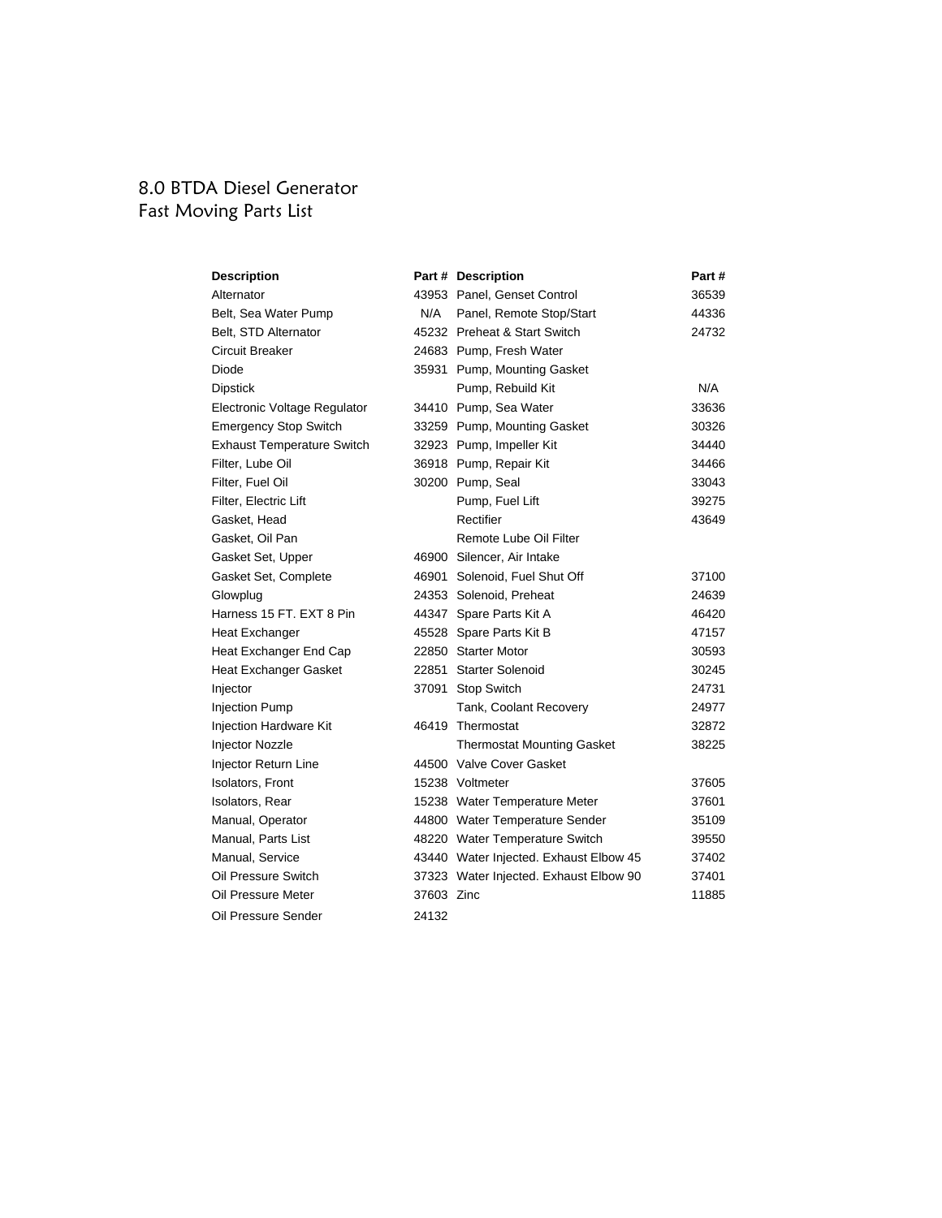# 8.0 BTDA Diesel Generator
## Fast Moving Parts List

| Description | Part # | Description | Part # |
|---|---|---|---|
| Alternator | 43953 | Panel, Genset Control | 36539 |
| Belt, Sea Water Pump | N/A | Panel, Remote Stop/Start | 44336 |
| Belt, STD Alternator | 45232 | Preheat & Start Switch | 24732 |
| Circuit Breaker | 24683 | Pump, Fresh Water | |
| Diode | 35931 | Pump, Mounting Gasket | |
| Dipstick | | Pump, Rebuild Kit | N/A |
| Electronic Voltage Regulator | 34410 | Pump, Sea Water | 33636 |
| Emergency Stop Switch | 33259 | Pump, Mounting Gasket | 30326 |
| Exhaust Temperature Switch | 32923 | Pump, Impeller Kit | 34440 |
| Filter, Lube Oil | 36918 | Pump, Repair Kit | 34466 |
| Filter, Fuel Oil | 30200 | Pump, Seal | 33043 |
| Filter, Electric Lift | | Pump, Fuel Lift | 39275 |
| Gasket, Head | | Rectifier | 43649 |
| Gasket, Oil Pan | | Remote Lube Oil Filter | |
| Gasket Set, Upper | 46900 | Silencer, Air Intake | |
| Gasket Set, Complete | 46901 | Solenoid, Fuel Shut Off | 37100 |
| Glowplug | 24353 | Solenoid, Preheat | 24639 |
| Harness 15 FT. EXT 8 Pin | 44347 | Spare Parts Kit A | 46420 |
| Heat Exchanger | 45528 | Spare Parts Kit B | 47157 |
| Heat Exchanger End Cap | 22850 | Starter Motor | 30593 |
| Heat Exchanger Gasket | 22851 | Starter Solenoid | 30245 |
| Injector | 37091 | Stop Switch | 24731 |
| Injection Pump | | Tank, Coolant Recovery | 24977 |
| Injection Hardware Kit | 46419 | Thermostat | 32872 |
| Injector Nozzle | | Thermostat Mounting Gasket | 38225 |
| Injector Return Line | 44500 | Valve Cover Gasket | |
| Isolators, Front | 15238 | Voltmeter | 37605 |
| Isolators, Rear | 15238 | Water Temperature Meter | 37601 |
| Manual, Operator | 44800 | Water Temperature Sender | 35109 |
| Manual, Parts List | 48220 | Water Temperature Switch | 39550 |
| Manual, Service | 43440 | Water Injected. Exhaust Elbow 45 | 37402 |
| Oil Pressure Switch | 37323 | Water Injected. Exhaust Elbow 90 | 37401 |
| Oil Pressure Meter | 37603 | Zinc | 11885 |
| Oil Pressure Sender | 24132 | | |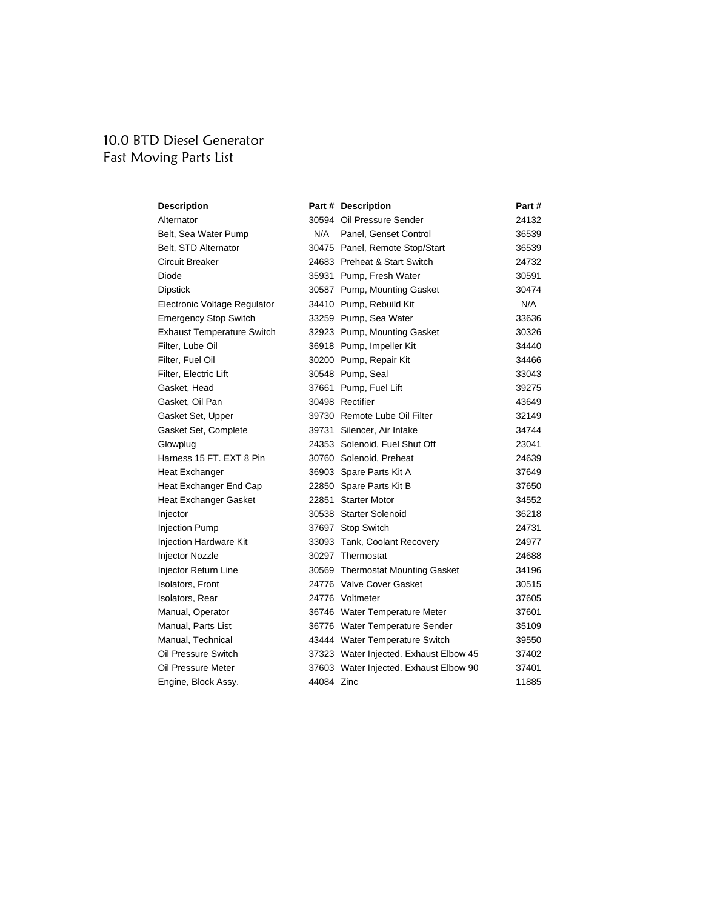# 10.0 BTD Diesel Generator
## Fast Moving Parts List

| Description | Part # | Description | Part # |
|---|---|---|---|
| Alternator | 30594 | Oil Pressure Sender | 24132 |
| Belt, Sea Water Pump | N/A | Panel, Genset Control | 36539 |
| Belt, STD Alternator | 30475 | Panel, Remote Stop/Start | 36539 |
| Circuit Breaker | 24683 | Preheat & Start Switch | 24732 |
| Diode | 35931 | Pump, Fresh Water | 30591 |
| Dipstick | 30587 | Pump, Mounting Gasket | 30474 |
| Electronic Voltage Regulator | 34410 | Pump, Rebuild Kit | N/A |
| Emergency Stop Switch | 33259 | Pump, Sea Water | 33636 |
| Exhaust Temperature Switch | 32923 | Pump, Mounting Gasket | 30326 |
| Filter, Lube Oil | 36918 | Pump, Impeller Kit | 34440 |
| Filter, Fuel Oil | 30200 | Pump, Repair Kit | 34466 |
| Filter, Electric Lift | 30548 | Pump, Seal | 33043 |
| Gasket, Head | 37661 | Pump, Fuel Lift | 39275 |
| Gasket, Oil Pan | 30498 | Rectifier | 43649 |
| Gasket Set, Upper | 39730 | Remote Lube Oil Filter | 32149 |
| Gasket Set, Complete | 39731 | Silencer, Air Intake | 34744 |
| Glowplug | 24353 | Solenoid, Fuel Shut Off | 23041 |
| Harness 15 FT. EXT 8 Pin | 30760 | Solenoid, Preheat | 24639 |
| Heat Exchanger | 36903 | Spare Parts Kit A | 37649 |
| Heat Exchanger End Cap | 22850 | Spare Parts Kit B | 37650 |
| Heat Exchanger Gasket | 22851 | Starter Motor | 34552 |
| Injector | 30538 | Starter Solenoid | 36218 |
| Injection Pump | 37697 | Stop Switch | 24731 |
| Injection Hardware Kit | 33093 | Tank, Coolant Recovery | 24977 |
| Injector Nozzle | 30297 | Thermostat | 24688 |
| Injector Return Line | 30569 | Thermostat Mounting Gasket | 34196 |
| Isolators, Front | 24776 | Valve Cover Gasket | 30515 |
| Isolators, Rear | 24776 | Voltmeter | 37605 |
| Manual, Operator | 36746 | Water Temperature Meter | 37601 |
| Manual, Parts List | 36776 | Water Temperature Sender | 35109 |
| Manual, Technical | 43444 | Water Temperature Switch | 39550 |
| Oil Pressure Switch | 37323 | Water Injected. Exhaust Elbow 45 | 37402 |
| Oil Pressure Meter | 37603 | Water Injected. Exhaust Elbow 90 | 37401 |
| Engine, Block Assy. | 44084 | Zinc | 11885 |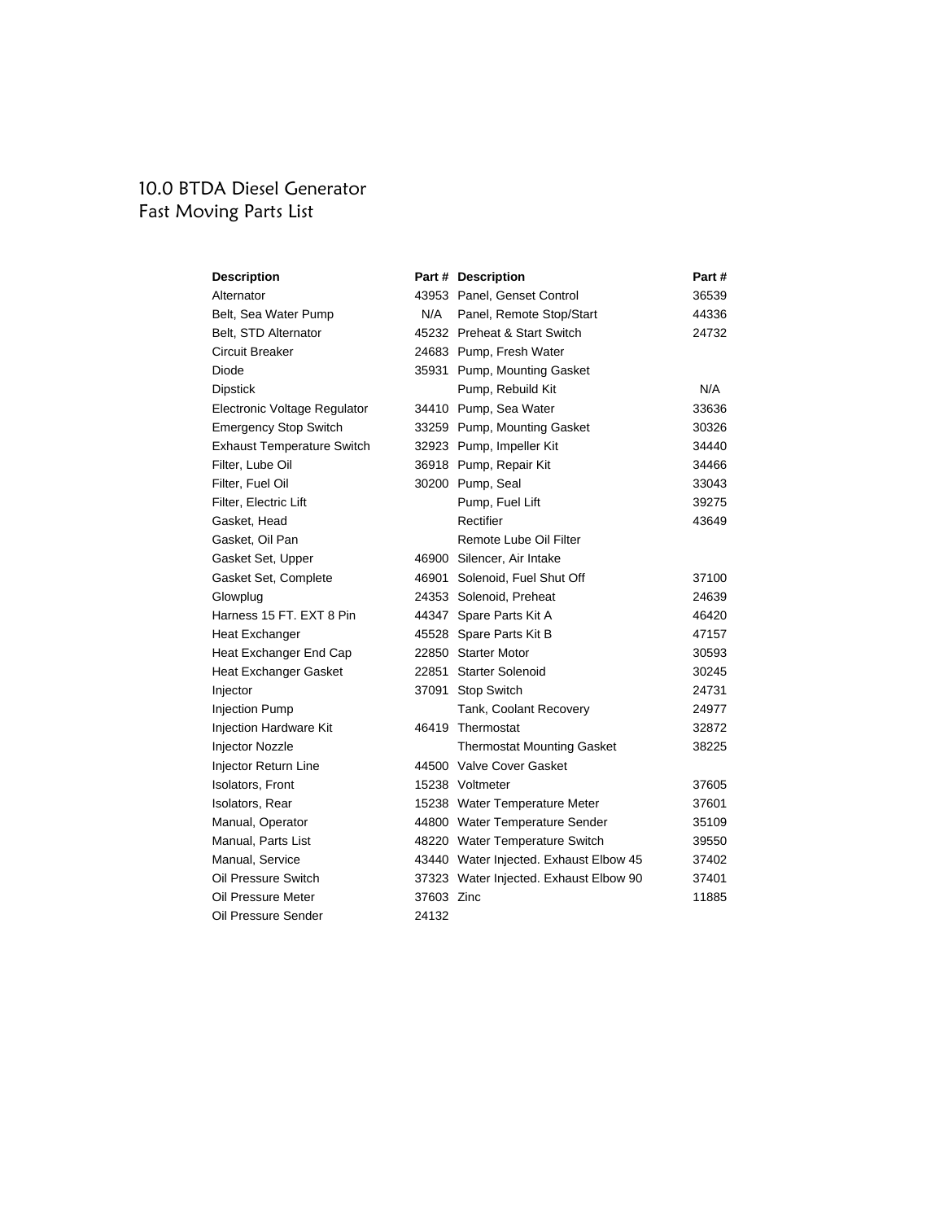# 10.0 BTDA Diesel Generator
## Fast Moving Parts List

| Description | Part # | Description | Part # |
|---|---|---|---|
| Alternator | 43953 | Panel, Genset Control | 36539 |
| Belt, Sea Water Pump | N/A | Panel, Remote Stop/Start | 44336 |
| Belt, STD Alternator | 45232 | Preheat & Start Switch | 24732 |
| Circuit Breaker | 24683 | Pump, Fresh Water | |
| Diode | 35931 | Pump, Mounting Gasket | |
| Dipstick | | Pump, Rebuild Kit | N/A |
| Electronic Voltage Regulator | 34410 | Pump, Sea Water | 33636 |
| Emergency Stop Switch | 33259 | Pump, Mounting Gasket | 30326 |
| Exhaust Temperature Switch | 32923 | Pump, Impeller Kit | 34440 |
| Filter, Lube Oil | 36918 | Pump, Repair Kit | 34466 |
| Filter, Fuel Oil | 30200 | Pump, Seal | 33043 |
| Filter, Electric Lift | | Pump, Fuel Lift | 39275 |
| Gasket, Head | | Rectifier | 43649 |
| Gasket, Oil Pan | | Remote Lube Oil Filter | |
| Gasket Set, Upper | 46900 | Silencer, Air Intake | |
| Gasket Set, Complete | 46901 | Solenoid, Fuel Shut Off | 37100 |
| Glowplug | 24353 | Solenoid, Preheat | 24639 |
| Harness 15 FT. EXT 8 Pin | 44347 | Spare Parts Kit A | 46420 |
| Heat Exchanger | 45528 | Spare Parts Kit B | 47157 |
| Heat Exchanger End Cap | 22850 | Starter Motor | 30593 |
| Heat Exchanger Gasket | 22851 | Starter Solenoid | 30245 |
| Injector | 37091 | Stop Switch | 24731 |
| Injection Pump | | Tank, Coolant Recovery | 24977 |
| Injection Hardware Kit | 46419 | Thermostat | 32872 |
| Injector Nozzle | | Thermostat Mounting Gasket | 38225 |
| Injector Return Line | 44500 | Valve Cover Gasket | |
| Isolators, Front | 15238 | Voltmeter | 37605 |
| Isolators, Rear | 15238 | Water Temperature Meter | 37601 |
| Manual, Operator | 44800 | Water Temperature Sender | 35109 |
| Manual, Parts List | 48220 | Water Temperature Switch | 39550 |
| Manual, Service | 43440 | Water Injected. Exhaust Elbow 45 | 37402 |
| Oil Pressure Switch | 37323 | Water Injected. Exhaust Elbow 90 | 37401 |
| Oil Pressure Meter | 37603 | Zinc | 11885 |
| Oil Pressure Sender | 24132 | | |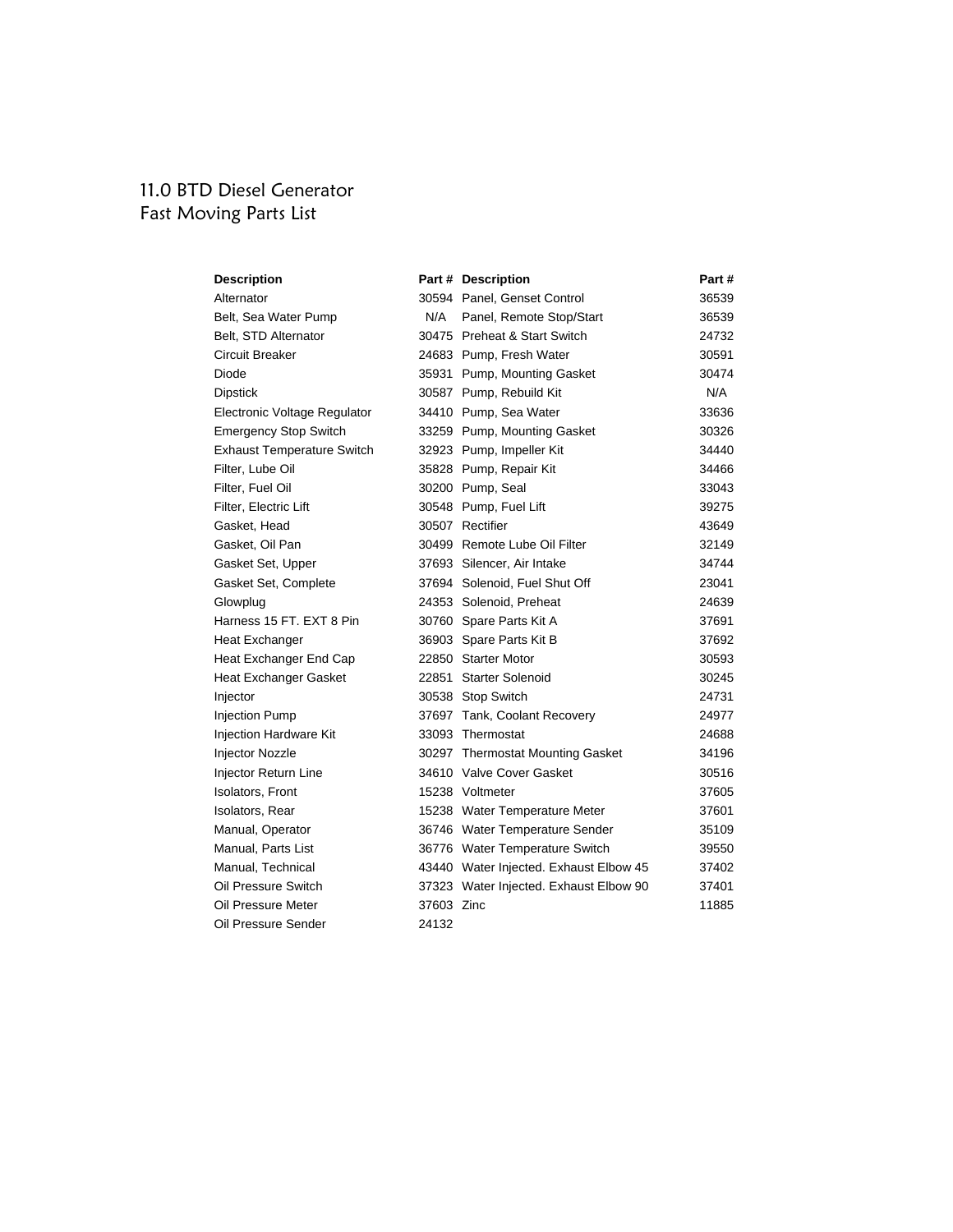# 11.0 BTD Diesel Generator
## Fast Moving Parts List

| Description | Part # | Description | Part # |
|---|---|---|---|
| Alternator | 30594 | Panel, Genset Control | 36539 |
| Belt, Sea Water Pump | N/A | Panel, Remote Stop/Start | 36539 |
| Belt, STD Alternator | 30475 | Preheat & Start Switch | 24732 |
| Circuit Breaker | 24683 | Pump, Fresh Water | 30591 |
| Diode | 35931 | Pump, Mounting Gasket | 30474 |
| Dipstick | 30587 | Pump, Rebuild Kit | N/A |
| Electronic Voltage Regulator | 34410 | Pump, Sea Water | 33636 |
| Emergency Stop Switch | 33259 | Pump, Mounting Gasket | 30326 |
| Exhaust Temperature Switch | 32923 | Pump, Impeller Kit | 34440 |
| Filter, Lube Oil | 35828 | Pump, Repair Kit | 34466 |
| Filter, Fuel Oil | 30200 | Pump, Seal | 33043 |
| Filter, Electric Lift | 30548 | Pump, Fuel Lift | 39275 |
| Gasket, Head | 30507 | Rectifier | 43649 |
| Gasket, Oil Pan | 30499 | Remote Lube Oil Filter | 32149 |
| Gasket Set, Upper | 37693 | Silencer, Air Intake | 34744 |
| Gasket Set, Complete | 37694 | Solenoid, Fuel Shut Off | 23041 |
| Glowplug | 24353 | Solenoid, Preheat | 24639 |
| Harness 15 FT. EXT 8 Pin | 30760 | Spare Parts Kit A | 37691 |
| Heat Exchanger | 36903 | Spare Parts Kit B | 37692 |
| Heat Exchanger End Cap | 22850 | Starter Motor | 30593 |
| Heat Exchanger Gasket | 22851 | Starter Solenoid | 30245 |
| Injector | 30538 | Stop Switch | 24731 |
| Injection Pump | 37697 | Tank, Coolant Recovery | 24977 |
| Injection Hardware Kit | 33093 | Thermostat | 24688 |
| Injector Nozzle | 30297 | Thermostat Mounting Gasket | 34196 |
| Injector Return Line | 34610 | Valve Cover Gasket | 30516 |
| Isolators, Front | 15238 | Voltmeter | 37605 |
| Isolators, Rear | 15238 | Water Temperature Meter | 37601 |
| Manual, Operator | 36746 | Water Temperature Sender | 35109 |
| Manual, Parts List | 36776 | Water Temperature Switch | 39550 |
| Manual, Technical | 43440 | Water Injected. Exhaust Elbow 45 | 37402 |
| Oil Pressure Switch | 37323 | Water Injected. Exhaust Elbow 90 | 37401 |
| Oil Pressure Meter | 37603 | Zinc | 11885 |
| Oil Pressure Sender | 24132 | | |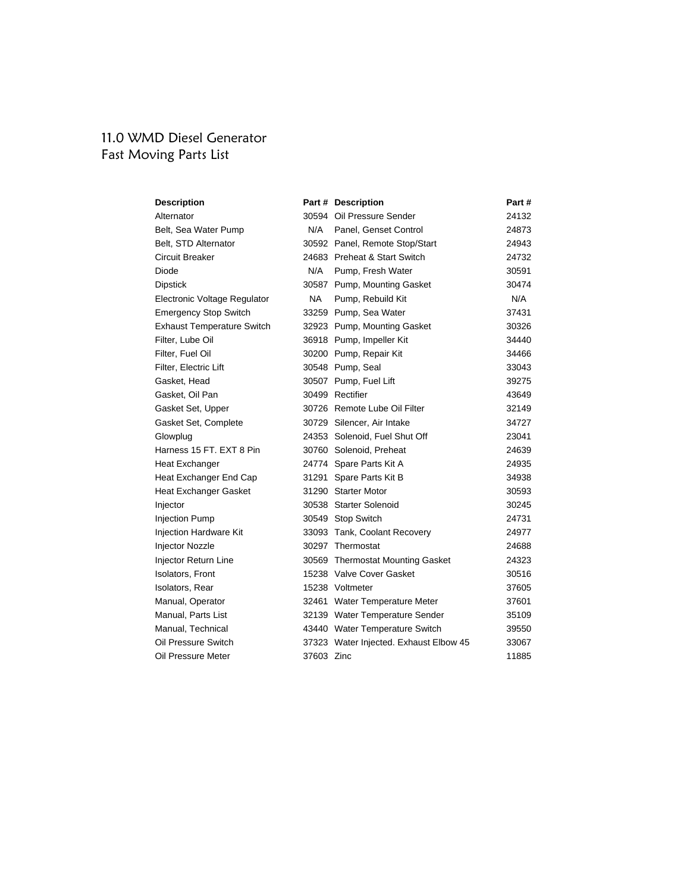# 11.0 WMD Diesel Generator
## Fast Moving Parts List

| Description | Part # | Description | Part # |
|---|---|---|---|
| Alternator | 30594 | Oil Pressure Sender | 24132 |
| Belt, Sea Water Pump | N/A | Panel, Genset Control | 24873 |
| Belt, STD Alternator | 30592 | Panel, Remote Stop/Start | 24943 |
| Circuit Breaker | 24683 | Preheat & Start Switch | 24732 |
| Diode | N/A | Pump, Fresh Water | 30591 |
| Dipstick | 30587 | Pump, Mounting Gasket | 30474 |
| Electronic Voltage Regulator | NA | Pump, Rebuild Kit | N/A |
| Emergency Stop Switch | 33259 | Pump, Sea Water | 37431 |
| Exhaust Temperature Switch | 32923 | Pump, Mounting Gasket | 30326 |
| Filter, Lube Oil | 36918 | Pump, Impeller Kit | 34440 |
| Filter, Fuel Oil | 30200 | Pump, Repair Kit | 34466 |
| Filter, Electric Lift | 30548 | Pump, Seal | 33043 |
| Gasket, Head | 30507 | Pump, Fuel Lift | 39275 |
| Gasket, Oil Pan | 30499 | Rectifier | 43649 |
| Gasket Set, Upper | 30726 | Remote Lube Oil Filter | 32149 |
| Gasket Set, Complete | 30729 | Silencer, Air Intake | 34727 |
| Glowplug | 24353 | Solenoid, Fuel Shut Off | 23041 |
| Harness 15 FT. EXT 8 Pin | 30760 | Solenoid, Preheat | 24639 |
| Heat Exchanger | 24774 | Spare Parts Kit A | 24935 |
| Heat Exchanger End Cap | 31291 | Spare Parts Kit B | 34938 |
| Heat Exchanger Gasket | 31290 | Starter Motor | 30593 |
| Injector | 30538 | Starter Solenoid | 30245 |
| Injection Pump | 30549 | Stop Switch | 24731 |
| Injection Hardware Kit | 33093 | Tank, Coolant Recovery | 24977 |
| Injector Nozzle | 30297 | Thermostat | 24688 |
| Injector Return Line | 30569 | Thermostat Mounting Gasket | 24323 |
| Isolators, Front | 15238 | Valve Cover Gasket | 30516 |
| Isolators, Rear | 15238 | Voltmeter | 37605 |
| Manual, Operator | 32461 | Water Temperature Meter | 37601 |
| Manual, Parts List | 32139 | Water Temperature Sender | 35109 |
| Manual, Technical | 43440 | Water Temperature Switch | 39550 |
| Oil Pressure Switch | 37323 | Water Injected. Exhaust Elbow 45 | 33067 |
| Oil Pressure Meter | 37603 | Zinc | 11885 |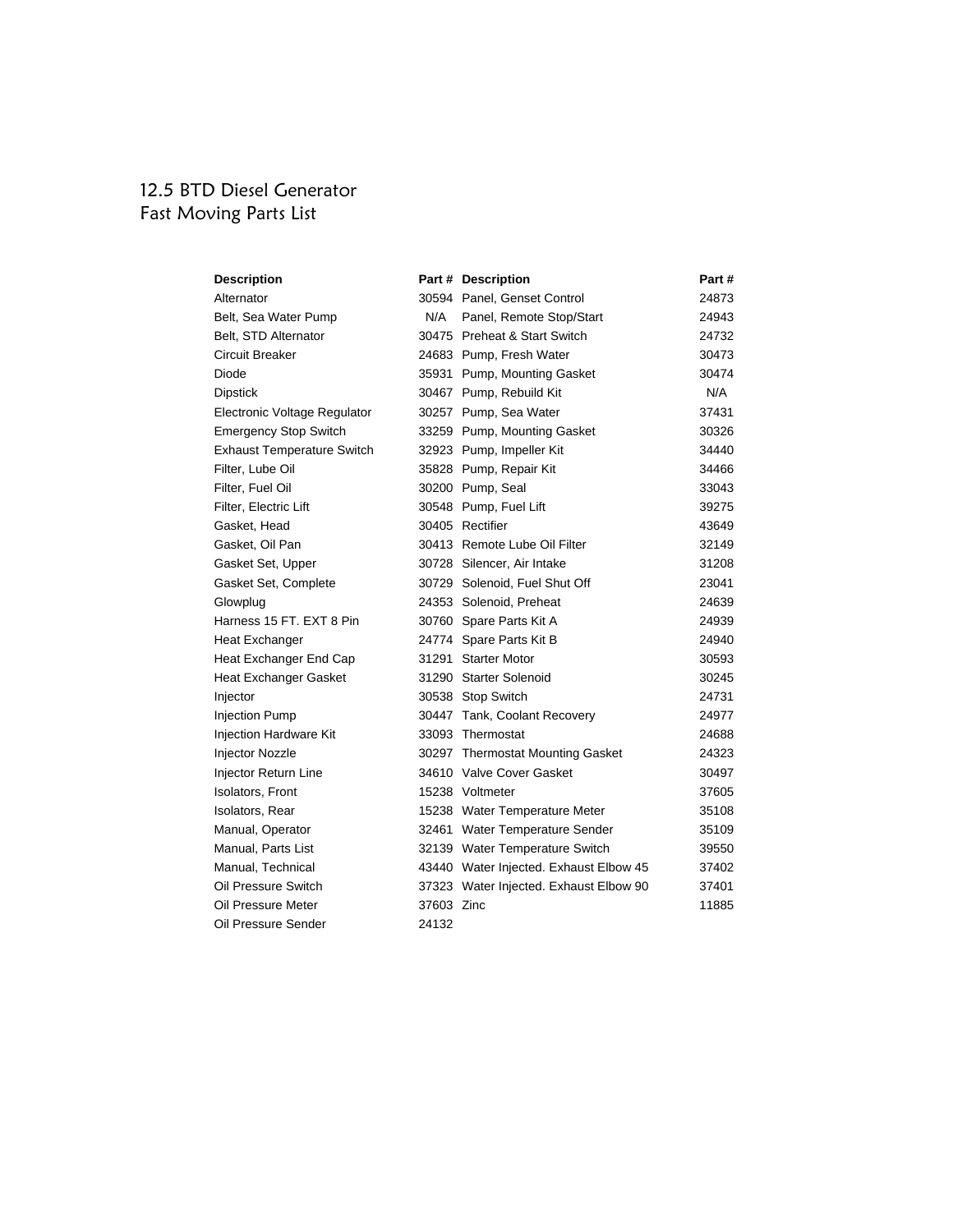# 12.5 BTD Diesel Generator
## Fast Moving Parts List

| Description | Part # | Description | Part # |
|---|---|---|---|
| Alternator | 30594 | Panel, Genset Control | 24873 |
| Belt, Sea Water Pump | N/A | Panel, Remote Stop/Start | 24943 |
| Belt, STD Alternator | 30475 | Preheat & Start Switch | 24732 |
| Circuit Breaker | 24683 | Pump, Fresh Water | 30473 |
| Diode | 35931 | Pump, Mounting Gasket | 30474 |
| Dipstick | 30467 | Pump, Rebuild Kit | N/A |
| Electronic Voltage Regulator | 30257 | Pump, Sea Water | 37431 |
| Emergency Stop Switch | 33259 | Pump, Mounting Gasket | 30326 |
| Exhaust Temperature Switch | 32923 | Pump, Impeller Kit | 34440 |
| Filter, Lube Oil | 35828 | Pump, Repair Kit | 34466 |
| Filter, Fuel Oil | 30200 | Pump, Seal | 33043 |
| Filter, Electric Lift | 30548 | Pump, Fuel Lift | 39275 |
| Gasket, Head | 30405 | Rectifier | 43649 |
| Gasket, Oil Pan | 30413 | Remote Lube Oil Filter | 32149 |
| Gasket Set, Upper | 30728 | Silencer, Air Intake | 31208 |
| Gasket Set, Complete | 30729 | Solenoid, Fuel Shut Off | 23041 |
| Glowplug | 24353 | Solenoid, Preheat | 24639 |
| Harness 15 FT. EXT 8 Pin | 30760 | Spare Parts Kit A | 24939 |
| Heat Exchanger | 24774 | Spare Parts Kit B | 24940 |
| Heat Exchanger End Cap | 31291 | Starter Motor | 30593 |
| Heat Exchanger Gasket | 31290 | Starter Solenoid | 30245 |
| Injector | 30538 | Stop Switch | 24731 |
| Injection Pump | 30447 | Tank, Coolant Recovery | 24977 |
| Injection Hardware Kit | 33093 | Thermostat | 24688 |
| Injector Nozzle | 30297 | Thermostat Mounting Gasket | 24323 |
| Injector Return Line | 34610 | Valve Cover Gasket | 30497 |
| Isolators, Front | 15238 | Voltmeter | 37605 |
| Isolators, Rear | 15238 | Water Temperature Meter | 35108 |
| Manual, Operator | 32461 | Water Temperature Sender | 35109 |
| Manual, Parts List | 32139 | Water Temperature Switch | 39550 |
| Manual, Technical | 43440 | Water Injected. Exhaust Elbow 45 | 37402 |
| Oil Pressure Switch | 37323 | Water Injected. Exhaust Elbow 90 | 37401 |
| Oil Pressure Meter | 37603 | Zinc | 11885 |
| Oil Pressure Sender | 24132 | | |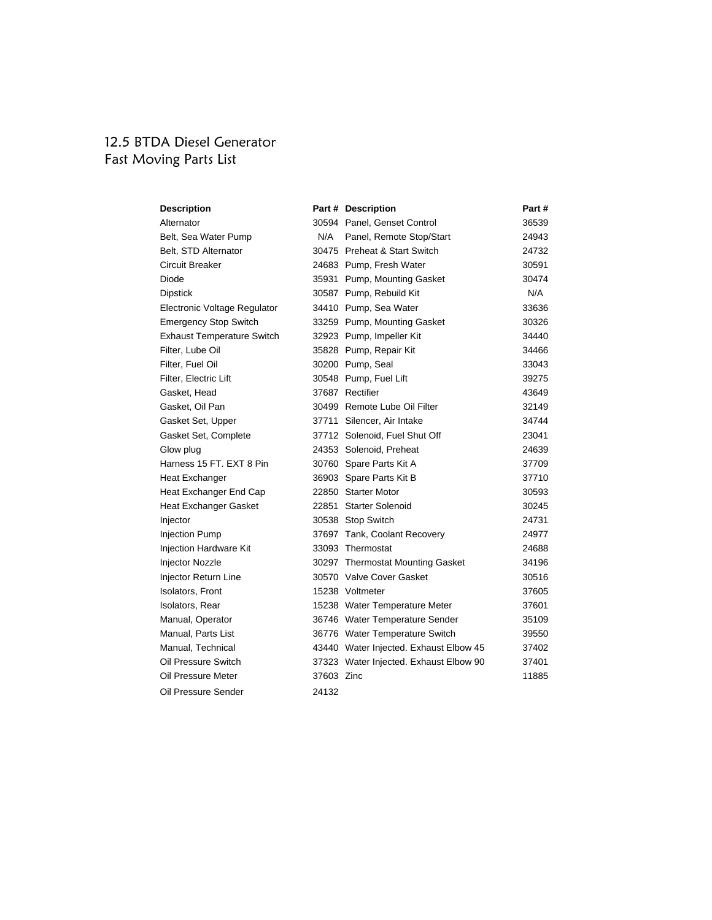# 12.5 BTDA Diesel Generator
## Fast Moving Parts List

| Description | Part # | Description | Part # |
|---|---|---|---|
| Alternator | 30594 | Panel, Genset Control | 36539 |
| Belt, Sea Water Pump | N/A | Panel, Remote Stop/Start | 24943 |
| Belt, STD Alternator | 30475 | Preheat & Start Switch | 24732 |
| Circuit Breaker | 24683 | Pump, Fresh Water | 30591 |
| Diode | 35931 | Pump, Mounting Gasket | 30474 |
| Dipstick | 30587 | Pump, Rebuild Kit | N/A |
| Electronic Voltage Regulator | 34410 | Pump, Sea Water | 33636 |
| Emergency Stop Switch | 33259 | Pump, Mounting Gasket | 30326 |
| Exhaust Temperature Switch | 32923 | Pump, Impeller Kit | 34440 |
| Filter, Lube Oil | 35828 | Pump, Repair Kit | 34466 |
| Filter, Fuel Oil | 30200 | Pump, Seal | 33043 |
| Filter, Electric Lift | 30548 | Pump, Fuel Lift | 39275 |
| Gasket, Head | 37687 | Rectifier | 43649 |
| Gasket, Oil Pan | 30499 | Remote Lube Oil Filter | 32149 |
| Gasket Set, Upper | 37711 | Silencer, Air Intake | 34744 |
| Gasket Set, Complete | 37712 | Solenoid, Fuel Shut Off | 23041 |
| Glow plug | 24353 | Solenoid, Preheat | 24639 |
| Harness 15 FT. EXT 8 Pin | 30760 | Spare Parts Kit A | 37709 |
| Heat Exchanger | 36903 | Spare Parts Kit B | 37710 |
| Heat Exchanger End Cap | 22850 | Starter Motor | 30593 |
| Heat Exchanger Gasket | 22851 | Starter Solenoid | 30245 |
| Injector | 30538 | Stop Switch | 24731 |
| Injection Pump | 37697 | Tank, Coolant Recovery | 24977 |
| Injection Hardware Kit | 33093 | Thermostat | 24688 |
| Injector Nozzle | 30297 | Thermostat Mounting Gasket | 34196 |
| Injector Return Line | 30570 | Valve Cover Gasket | 30516 |
| Isolators, Front | 15238 | Voltmeter | 37605 |
| Isolators, Rear | 15238 | Water Temperature Meter | 37601 |
| Manual, Operator | 36746 | Water Temperature Sender | 35109 |
| Manual, Parts List | 36776 | Water Temperature Switch | 39550 |
| Manual, Technical | 43440 | Water Injected. Exhaust Elbow 45 | 37402 |
| Oil Pressure Switch | 37323 | Water Injected. Exhaust Elbow 90 | 37401 |
| Oil Pressure Meter | 37603 | Zinc | 11885 |
| Oil Pressure Sender | 24132 | | |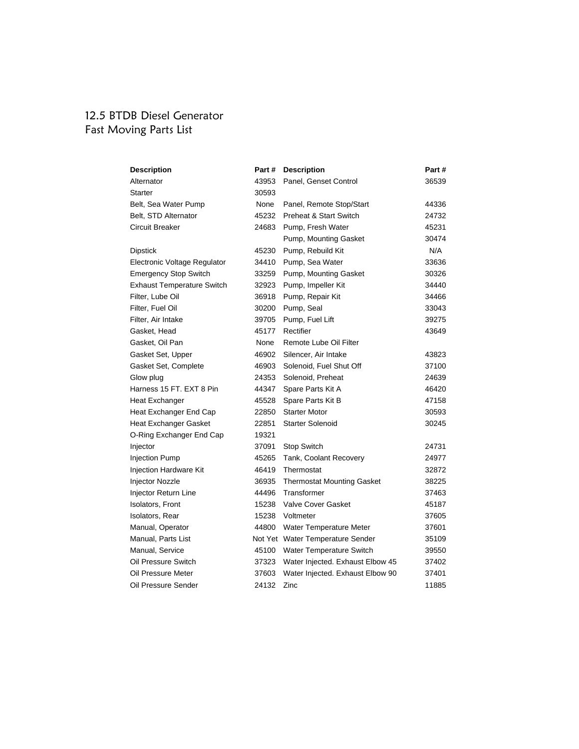# 12.5 BTDB Diesel Generator
## Fast Moving Parts List

| Description | Part # | Description | Part # |
| --- | --- | --- | --- |
| Alternator | 43953 | Panel, Genset Control | 36539 |
| Starter | 30593 | | |
| Belt, Sea Water Pump | None | Panel, Remote Stop/Start | 44336 |
| Belt, STD Alternator | 45232 | Preheat & Start Switch | 24732 |
| Circuit Breaker | 24683 | Pump, Fresh Water | 45231 |
| | | Pump, Mounting Gasket | 30474 |
| Dipstick | 45230 | Pump, Rebuild Kit | N/A |
| Electronic Voltage Regulator | 34410 | Pump, Sea Water | 33636 |
| Emergency Stop Switch | 33259 | Pump, Mounting Gasket | 30326 |
| Exhaust Temperature Switch | 32923 | Pump, Impeller Kit | 34440 |
| Filter, Lube Oil | 36918 | Pump, Repair Kit | 34466 |
| Filter, Fuel Oil | 30200 | Pump, Seal | 33043 |
| Filter, Air Intake | 39705 | Pump, Fuel Lift | 39275 |
| Gasket, Head | 45177 | Rectifier | 43649 |
| Gasket, Oil Pan | None | Remote Lube Oil Filter | |
| Gasket Set, Upper | 46902 | Silencer, Air Intake | 43823 |
| Gasket Set, Complete | 46903 | Solenoid, Fuel Shut Off | 37100 |
| Glow plug | 24353 | Solenoid, Preheat | 24639 |
| Harness 15 FT. EXT 8 Pin | 44347 | Spare Parts Kit A | 46420 |
| Heat Exchanger | 45528 | Spare Parts Kit B | 47158 |
| Heat Exchanger End Cap | 22850 | Starter Motor | 30593 |
| Heat Exchanger Gasket | 22851 | Starter Solenoid | 30245 |
| O-Ring Exchanger End Cap | 19321 | | |
| Injector | 37091 | Stop Switch | 24731 |
| Injection Pump | 45265 | Tank, Coolant Recovery | 24977 |
| Injection Hardware Kit | 46419 | Thermostat | 32872 |
| Injector Nozzle | 36935 | Thermostat Mounting Gasket | 38225 |
| Injector Return Line | 44496 | Transformer | 37463 |
| Isolators, Front | 15238 | Valve Cover Gasket | 45187 |
| Isolators, Rear | 15238 | Voltmeter | 37605 |
| Manual, Operator | 44800 | Water Temperature Meter | 37601 |
| Manual, Parts List | Not Yet | Water Temperature Sender | 35109 |
| Manual, Service | 45100 | Water Temperature Switch | 39550 |
| Oil Pressure Switch | 37323 | Water Injected. Exhaust Elbow 45 | 37402 |
| Oil Pressure Meter | 37603 | Water Injected. Exhaust Elbow 90 | 37401 |
| Oil Pressure Sender | 24132 | Zinc | 11885 |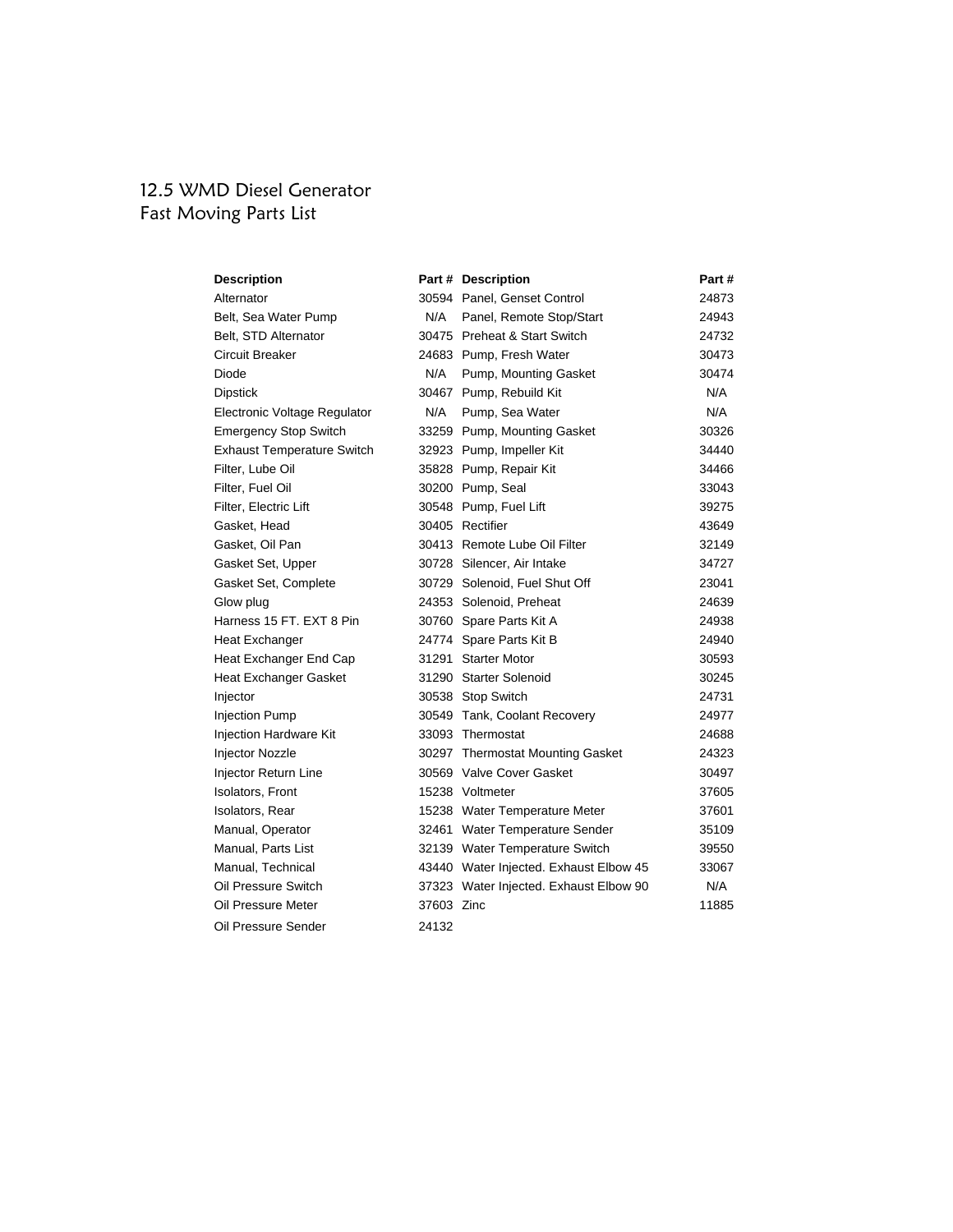# 12.5 WMD Diesel Generator
## Fast Moving Parts List

| Description | Part # | Description | Part # |
|---|---|---|---|
| Alternator | 30594 | Panel, Genset Control | 24873 |
| Belt, Sea Water Pump | N/A | Panel, Remote Stop/Start | 24943 |
| Belt, STD Alternator | 30475 | Preheat & Start Switch | 24732 |
| Circuit Breaker | 24683 | Pump, Fresh Water | 30473 |
| Diode | N/A | Pump, Mounting Gasket | 30474 |
| Dipstick | 30467 | Pump, Rebuild Kit | N/A |
| Electronic Voltage Regulator | N/A | Pump, Sea Water | N/A |
| Emergency Stop Switch | 33259 | Pump, Mounting Gasket | 30326 |
| Exhaust Temperature Switch | 32923 | Pump, Impeller Kit | 34440 |
| Filter, Lube Oil | 35828 | Pump, Repair Kit | 34466 |
| Filter, Fuel Oil | 30200 | Pump, Seal | 33043 |
| Filter, Electric Lift | 30548 | Pump, Fuel Lift | 39275 |
| Gasket, Head | 30405 | Rectifier | 43649 |
| Gasket, Oil Pan | 30413 | Remote Lube Oil Filter | 32149 |
| Gasket Set, Upper | 30728 | Silencer, Air Intake | 34727 |
| Gasket Set, Complete | 30729 | Solenoid, Fuel Shut Off | 23041 |
| Glow plug | 24353 | Solenoid, Preheat | 24639 |
| Harness 15 FT. EXT 8 Pin | 30760 | Spare Parts Kit A | 24938 |
| Heat Exchanger | 24774 | Spare Parts Kit B | 24940 |
| Heat Exchanger End Cap | 31291 | Starter Motor | 30593 |
| Heat Exchanger Gasket | 31290 | Starter Solenoid | 30245 |
| Injector | 30538 | Stop Switch | 24731 |
| Injection Pump | 30549 | Tank, Coolant Recovery | 24977 |
| Injection Hardware Kit | 33093 | Thermostat | 24688 |
| Injector Nozzle | 30297 | Thermostat Mounting Gasket | 24323 |
| Injector Return Line | 30569 | Valve Cover Gasket | 30497 |
| Isolators, Front | 15238 | Voltmeter | 37605 |
| Isolators, Rear | 15238 | Water Temperature Meter | 37601 |
| Manual, Operator | 32461 | Water Temperature Sender | 35109 |
| Manual, Parts List | 32139 | Water Temperature Switch | 39550 |
| Manual, Technical | 43440 | Water Injected. Exhaust Elbow 45 | 33067 |
| Oil Pressure Switch | 37323 | Water Injected. Exhaust Elbow 90 | N/A |
| Oil Pressure Meter | 37603 | Zinc | 11885 |
| Oil Pressure Sender | 24132 | | |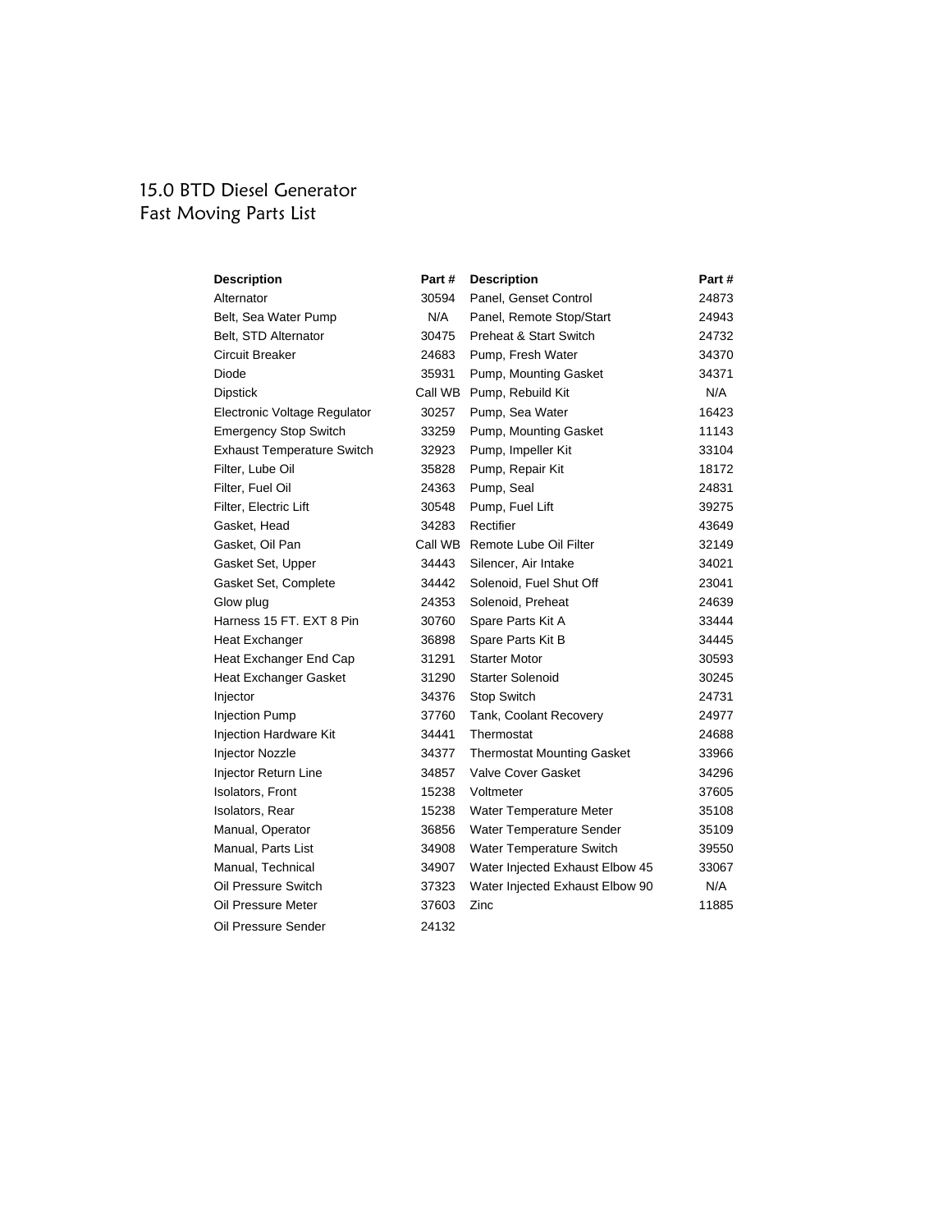# 15.0 BTD Diesel Generator
## Fast Moving Parts List

| Description | Part # | Description | Part # |
|---|---|---|---|
| Alternator | 30594 | Panel, Genset Control | 24873 |
| Belt, Sea Water Pump | N/A | Panel, Remote Stop/Start | 24943 |
| Belt, STD Alternator | 30475 | Preheat & Start Switch | 24732 |
| Circuit Breaker | 24683 | Pump, Fresh Water | 34370 |
| Diode | 35931 | Pump, Mounting Gasket | 34371 |
| Dipstick | Call WB | Pump, Rebuild Kit | N/A |
| Electronic Voltage Regulator | 30257 | Pump, Sea Water | 16423 |
| Emergency Stop Switch | 33259 | Pump, Mounting Gasket | 11143 |
| Exhaust Temperature Switch | 32923 | Pump, Impeller Kit | 33104 |
| Filter, Lube Oil | 35828 | Pump, Repair Kit | 18172 |
| Filter, Fuel Oil | 24363 | Pump, Seal | 24831 |
| Filter, Electric Lift | 30548 | Pump, Fuel Lift | 39275 |
| Gasket, Head | 34283 | Rectifier | 43649 |
| Gasket, Oil Pan | Call WB | Remote Lube Oil Filter | 32149 |
| Gasket Set, Upper | 34443 | Silencer, Air Intake | 34021 |
| Gasket Set, Complete | 34442 | Solenoid, Fuel Shut Off | 23041 |
| Glow plug | 24353 | Solenoid, Preheat | 24639 |
| Harness 15 FT. EXT 8 Pin | 30760 | Spare Parts Kit A | 33444 |
| Heat Exchanger | 36898 | Spare Parts Kit B | 34445 |
| Heat Exchanger End Cap | 31291 | Starter Motor | 30593 |
| Heat Exchanger Gasket | 31290 | Starter Solenoid | 30245 |
| Injector | 34376 | Stop Switch | 24731 |
| Injection Pump | 37760 | Tank, Coolant Recovery | 24977 |
| Injection Hardware Kit | 34441 | Thermostat | 24688 |
| Injector Nozzle | 34377 | Thermostat Mounting Gasket | 33966 |
| Injector Return Line | 34857 | Valve Cover Gasket | 34296 |
| Isolators, Front | 15238 | Voltmeter | 37605 |
| Isolators, Rear | 15238 | Water Temperature Meter | 35108 |
| Manual, Operator | 36856 | Water Temperature Sender | 35109 |
| Manual, Parts List | 34908 | Water Temperature Switch | 39550 |
| Manual, Technical | 34907 | Water Injected Exhaust Elbow 45 | 33067 |
| Oil Pressure Switch | 37323 | Water Injected Exhaust Elbow 90 | N/A |
| Oil Pressure Meter | 37603 | Zinc | 11885 |
| Oil Pressure Sender | 24132 | | |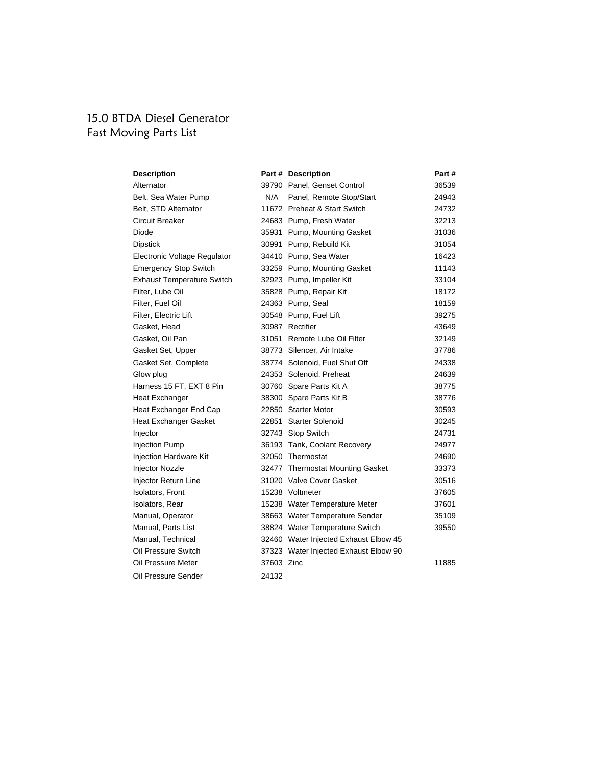# 15.0 BTDA Diesel Generator
## Fast Moving Parts List

| Description | Part # | Description | Part # |
|---|---|---|---|
| Alternator | 39790 | Panel, Genset Control | 36539 |
| Belt, Sea Water Pump | N/A | Panel, Remote Stop/Start | 24943 |
| Belt, STD Alternator | 11672 | Preheat & Start Switch | 24732 |
| Circuit Breaker | 24683 | Pump, Fresh Water | 32213 |
| Diode | 35931 | Pump, Mounting Gasket | 31036 |
| Dipstick | 30991 | Pump, Rebuild Kit | 31054 |
| Electronic Voltage Regulator | 34410 | Pump, Sea Water | 16423 |
| Emergency Stop Switch | 33259 | Pump, Mounting Gasket | 11143 |
| Exhaust Temperature Switch | 32923 | Pump, Impeller Kit | 33104 |
| Filter, Lube Oil | 35828 | Pump, Repair Kit | 18172 |
| Filter, Fuel Oil | 24363 | Pump, Seal | 18159 |
| Filter, Electric Lift | 30548 | Pump, Fuel Lift | 39275 |
| Gasket, Head | 30987 | Rectifier | 43649 |
| Gasket, Oil Pan | 31051 | Remote Lube Oil Filter | 32149 |
| Gasket Set, Upper | 38773 | Silencer, Air Intake | 37786 |
| Gasket Set, Complete | 38774 | Solenoid, Fuel Shut Off | 24338 |
| Glow plug | 24353 | Solenoid, Preheat | 24639 |
| Harness 15 FT. EXT 8 Pin | 30760 | Spare Parts Kit A | 38775 |
| Heat Exchanger | 38300 | Spare Parts Kit B | 38776 |
| Heat Exchanger End Cap | 22850 | Starter Motor | 30593 |
| Heat Exchanger Gasket | 22851 | Starter Solenoid | 30245 |
| Injector | 32743 | Stop Switch | 24731 |
| Injection Pump | 36193 | Tank, Coolant Recovery | 24977 |
| Injection Hardware Kit | 32050 | Thermostat | 24690 |
| Injector Nozzle | 32477 | Thermostat Mounting Gasket | 33373 |
| Injector Return Line | 31020 | Valve Cover Gasket | 30516 |
| Isolators, Front | 15238 | Voltmeter | 37605 |
| Isolators, Rear | 15238 | Water Temperature Meter | 37601 |
| Manual, Operator | 38663 | Water Temperature Sender | 35109 |
| Manual, Parts List | 38824 | Water Temperature Switch | 39550 |
| Manual, Technical | 32460 | Water Injected Exhaust Elbow 45 | |
| Oil Pressure Switch | 37323 | Water Injected Exhaust Elbow 90 | |
| Oil Pressure Meter | 37603 | Zinc | 11885 |
| Oil Pressure Sender | 24132 | | |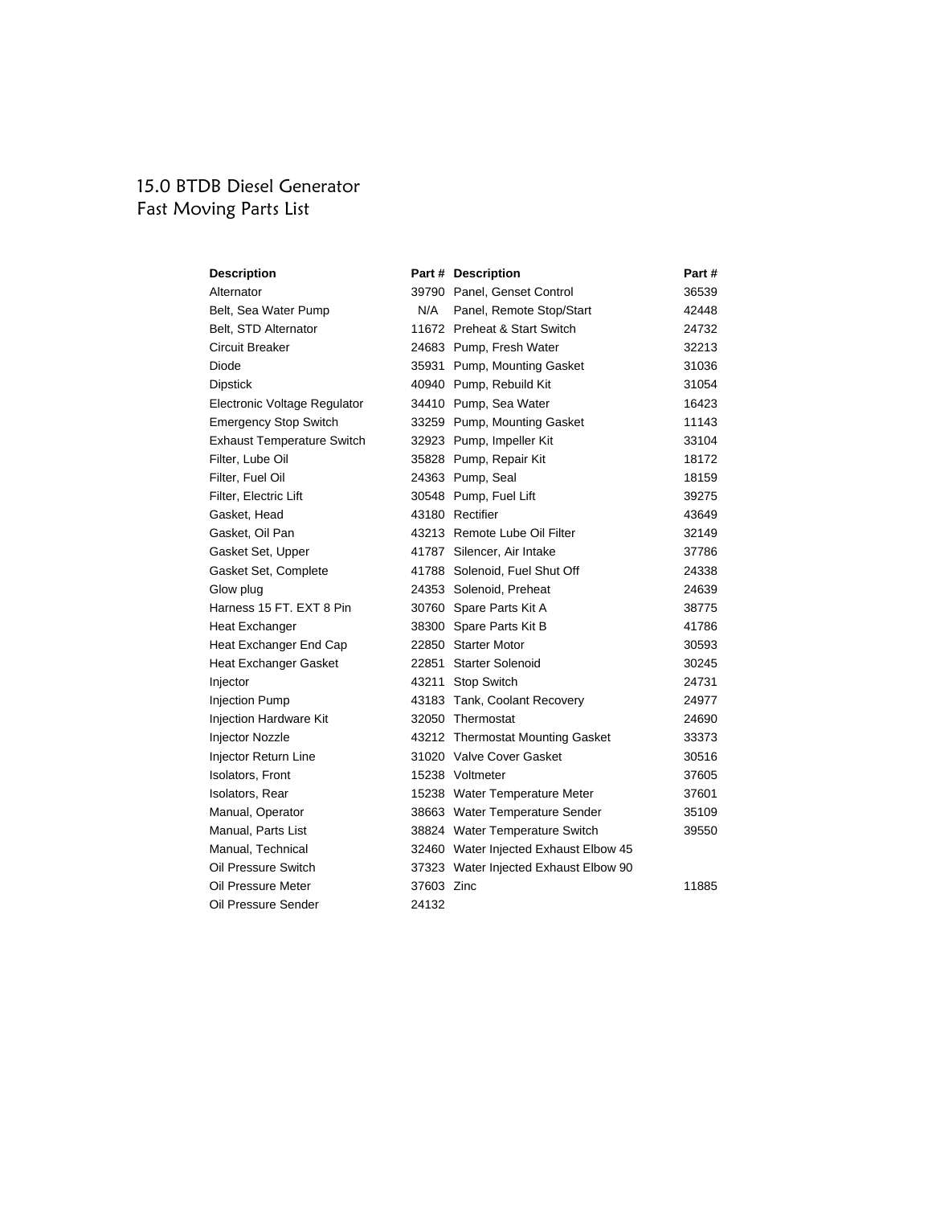# 15.0 BTDB Diesel Generator
## Fast Moving Parts List

| Description | Part # | Description | Part # |
|---|---|---|---|
| Alternator | 39790 | Panel, Genset Control | 36539 |
| Belt, Sea Water Pump | N/A | Panel, Remote Stop/Start | 42448 |
| Belt, STD Alternator | 11672 | Preheat & Start Switch | 24732 |
| Circuit Breaker | 24683 | Pump, Fresh Water | 32213 |
| Diode | 35931 | Pump, Mounting Gasket | 31036 |
| Dipstick | 40940 | Pump, Rebuild Kit | 31054 |
| Electronic Voltage Regulator | 34410 | Pump, Sea Water | 16423 |
| Emergency Stop Switch | 33259 | Pump, Mounting Gasket | 11143 |
| Exhaust Temperature Switch | 32923 | Pump, Impeller Kit | 33104 |
| Filter, Lube Oil | 35828 | Pump, Repair Kit | 18172 |
| Filter, Fuel Oil | 24363 | Pump, Seal | 18159 |
| Filter, Electric Lift | 30548 | Pump, Fuel Lift | 39275 |
| Gasket, Head | 43180 | Rectifier | 43649 |
| Gasket, Oil Pan | 43213 | Remote Lube Oil Filter | 32149 |
| Gasket Set, Upper | 41787 | Silencer, Air Intake | 37786 |
| Gasket Set, Complete | 41788 | Solenoid, Fuel Shut Off | 24338 |
| Glow plug | 24353 | Solenoid, Preheat | 24639 |
| Harness 15 FT. EXT 8 Pin | 30760 | Spare Parts Kit A | 38775 |
| Heat Exchanger | 38300 | Spare Parts Kit B | 41786 |
| Heat Exchanger End Cap | 22850 | Starter Motor | 30593 |
| Heat Exchanger Gasket | 22851 | Starter Solenoid | 30245 |
| Injector | 43211 | Stop Switch | 24731 |
| Injection Pump | 43183 | Tank, Coolant Recovery | 24977 |
| Injection Hardware Kit | 32050 | Thermostat | 24690 |
| Injector Nozzle | 43212 | Thermostat Mounting Gasket | 33373 |
| Injector Return Line | 31020 | Valve Cover Gasket | 30516 |
| Isolators, Front | 15238 | Voltmeter | 37605 |
| Isolators, Rear | 15238 | Water Temperature Meter | 37601 |
| Manual, Operator | 38663 | Water Temperature Sender | 35109 |
| Manual, Parts List | 38824 | Water Temperature Switch | 39550 |
| Manual, Technical | 32460 | Water Injected Exhaust Elbow 45 | |
| Oil Pressure Switch | 37323 | Water Injected Exhaust Elbow 90 | |
| Oil Pressure Meter | 37603 | Zinc | 11885 |
| Oil Pressure Sender | 24132 | | |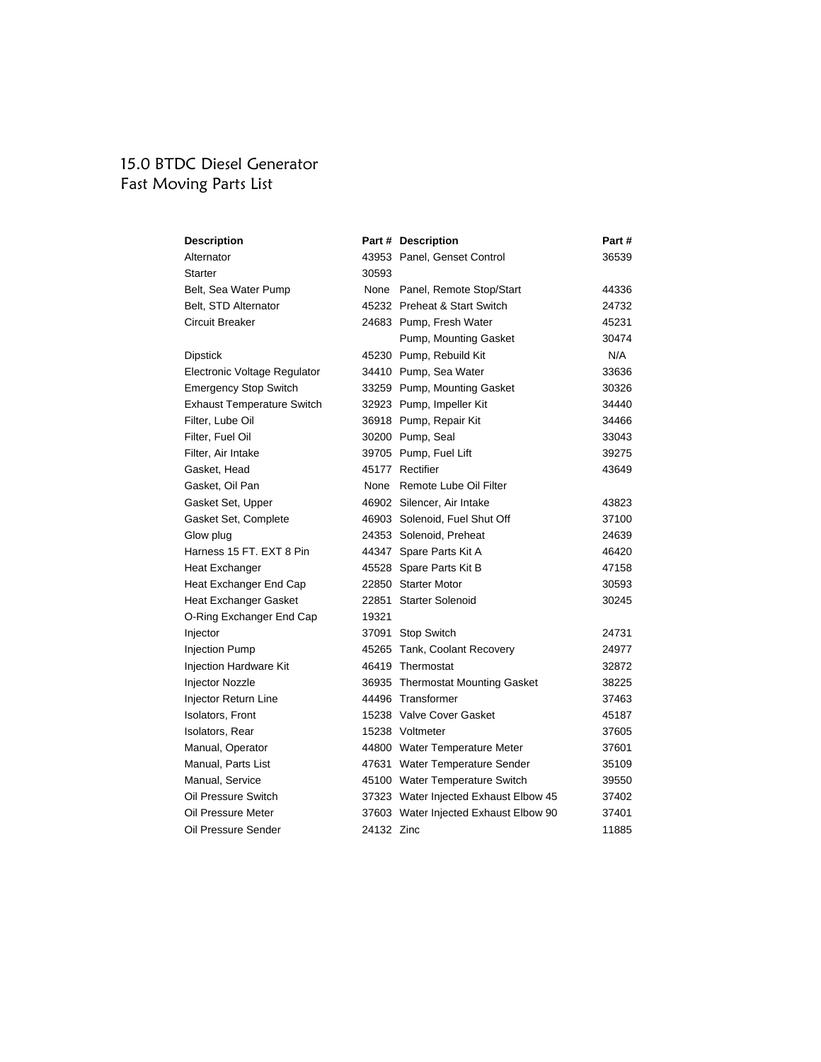# 15.0 BTDC Diesel Generator
## Fast Moving Parts List

| Description | Part # | Description | Part # |
| --- | --- | --- | --- |
| Alternator | 43953 | Panel, Genset Control | 36539 |
| Starter | 30593 | | |
| Belt, Sea Water Pump | None | Panel, Remote Stop/Start | 44336 |
| Belt, STD Alternator | 45232 | Preheat & Start Switch | 24732 |
| Circuit Breaker | 24683 | Pump, Fresh Water | 45231 |
| | | Pump, Mounting Gasket | 30474 |
| Dipstick | 45230 | Pump, Rebuild Kit | N/A |
| Electronic Voltage Regulator | 34410 | Pump, Sea Water | 33636 |
| Emergency Stop Switch | 33259 | Pump, Mounting Gasket | 30326 |
| Exhaust Temperature Switch | 32923 | Pump, Impeller Kit | 34440 |
| Filter, Lube Oil | 36918 | Pump, Repair Kit | 34466 |
| Filter, Fuel Oil | 30200 | Pump, Seal | 33043 |
| Filter, Air Intake | 39705 | Pump, Fuel Lift | 39275 |
| Gasket, Head | 45177 | Rectifier | 43649 |
| Gasket, Oil Pan | None | Remote Lube Oil Filter | |
| Gasket Set, Upper | 46902 | Silencer, Air Intake | 43823 |
| Gasket Set, Complete | 46903 | Solenoid, Fuel Shut Off | 37100 |
| Glow plug | 24353 | Solenoid, Preheat | 24639 |
| Harness 15 FT. EXT 8 Pin | 44347 | Spare Parts Kit A | 46420 |
| Heat Exchanger | 45528 | Spare Parts Kit B | 47158 |
| Heat Exchanger End Cap | 22850 | Starter Motor | 30593 |
| Heat Exchanger Gasket | 22851 | Starter Solenoid | 30245 |
| O-Ring Exchanger End Cap | 19321 | | |
| Injector | 37091 | Stop Switch | 24731 |
| Injection Pump | 45265 | Tank, Coolant Recovery | 24977 |
| Injection Hardware Kit | 46419 | Thermostat | 32872 |
| Injector Nozzle | 36935 | Thermostat Mounting Gasket | 38225 |
| Injector Return Line | 44496 | Transformer | 37463 |
| Isolators, Front | 15238 | Valve Cover Gasket | 45187 |
| Isolators, Rear | 15238 | Voltmeter | 37605 |
| Manual, Operator | 44800 | Water Temperature Meter | 37601 |
| Manual, Parts List | 47631 | Water Temperature Sender | 35109 |
| Manual, Service | 45100 | Water Temperature Switch | 39550 |
| Oil Pressure Switch | 37323 | Water Injected Exhaust Elbow 45 | 37402 |
| Oil Pressure Meter | 37603 | Water Injected Exhaust Elbow 90 | 37401 |
| Oil Pressure Sender | 24132 | Zinc | 11885 |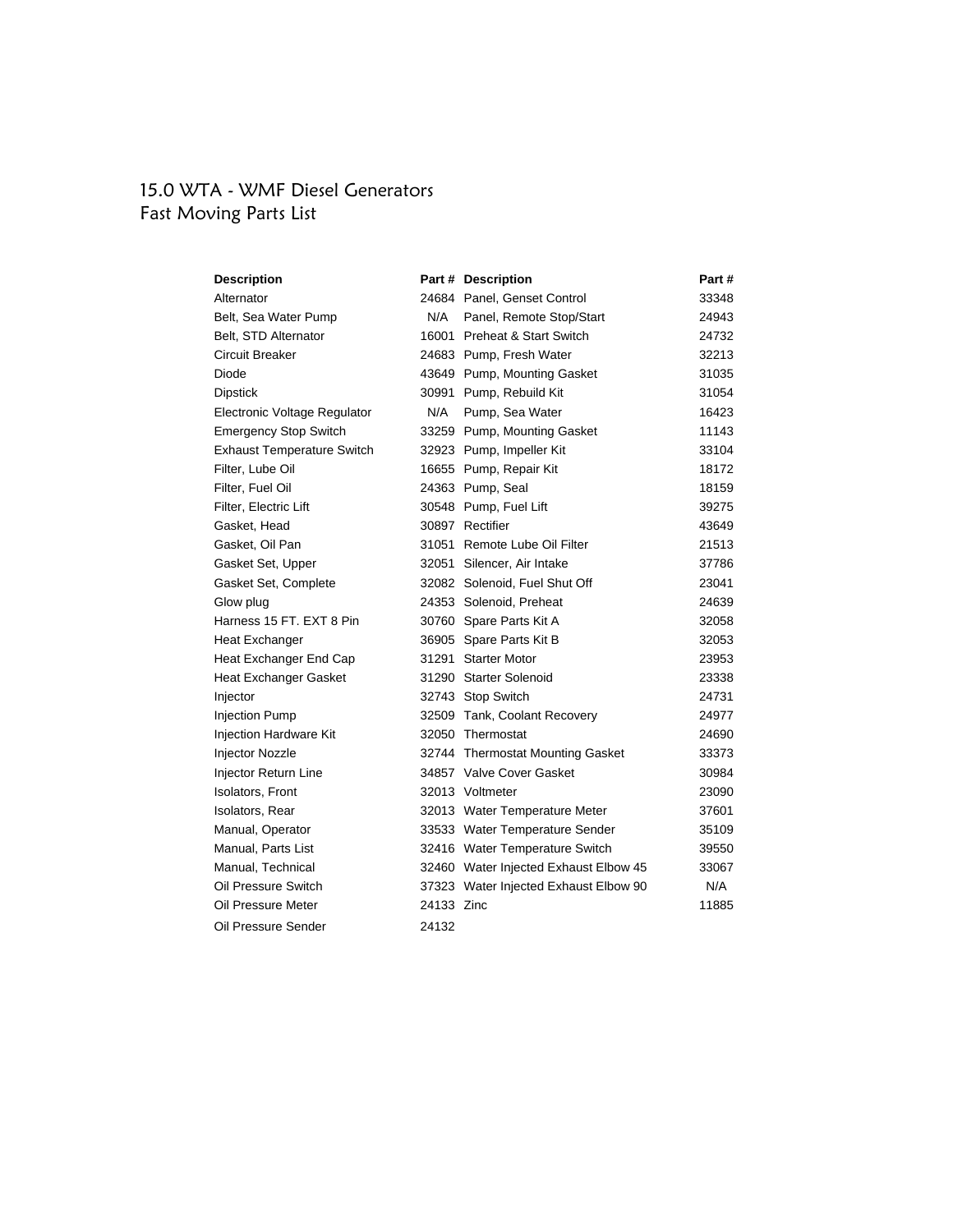# 15.0 WTA - WMF Diesel Generators
## Fast Moving Parts List

| Description | Part # | Description | Part # |
|---|---|---|---|
| Alternator | 24684 | Panel, Genset Control | 33348 |
| Belt, Sea Water Pump | N/A | Panel, Remote Stop/Start | 24943 |
| Belt, STD Alternator | 16001 | Preheat & Start Switch | 24732 |
| Circuit Breaker | 24683 | Pump, Fresh Water | 32213 |
| Diode | 43649 | Pump, Mounting Gasket | 31035 |
| Dipstick | 30991 | Pump, Rebuild Kit | 31054 |
| Electronic Voltage Regulator | N/A | Pump, Sea Water | 16423 |
| Emergency Stop Switch | 33259 | Pump, Mounting Gasket | 11143 |
| Exhaust Temperature Switch | 32923 | Pump, Impeller Kit | 33104 |
| Filter, Lube Oil | 16655 | Pump, Repair Kit | 18172 |
| Filter, Fuel Oil | 24363 | Pump, Seal | 18159 |
| Filter, Electric Lift | 30548 | Pump, Fuel Lift | 39275 |
| Gasket, Head | 30897 | Rectifier | 43649 |
| Gasket, Oil Pan | 31051 | Remote Lube Oil Filter | 21513 |
| Gasket Set, Upper | 32051 | Silencer, Air Intake | 37786 |
| Gasket Set, Complete | 32082 | Solenoid, Fuel Shut Off | 23041 |
| Glow plug | 24353 | Solenoid, Preheat | 24639 |
| Harness 15 FT. EXT 8 Pin | 30760 | Spare Parts Kit A | 32058 |
| Heat Exchanger | 36905 | Spare Parts Kit B | 32053 |
| Heat Exchanger End Cap | 31291 | Starter Motor | 23953 |
| Heat Exchanger Gasket | 31290 | Starter Solenoid | 23338 |
| Injector | 32743 | Stop Switch | 24731 |
| Injection Pump | 32509 | Tank, Coolant Recovery | 24977 |
| Injection Hardware Kit | 32050 | Thermostat | 24690 |
| Injector Nozzle | 32744 | Thermostat Mounting Gasket | 33373 |
| Injector Return Line | 34857 | Valve Cover Gasket | 30984 |
| Isolators, Front | 32013 | Voltmeter | 23090 |
| Isolators, Rear | 32013 | Water Temperature Meter | 37601 |
| Manual, Operator | 33533 | Water Temperature Sender | 35109 |
| Manual, Parts List | 32416 | Water Temperature Switch | 39550 |
| Manual, Technical | 32460 | Water Injected Exhaust Elbow 45 | 33067 |
| Oil Pressure Switch | 37323 | Water Injected Exhaust Elbow 90 | N/A |
| Oil Pressure Meter | 24133 | Zinc | 11885 |
| Oil Pressure Sender | 24132 | | |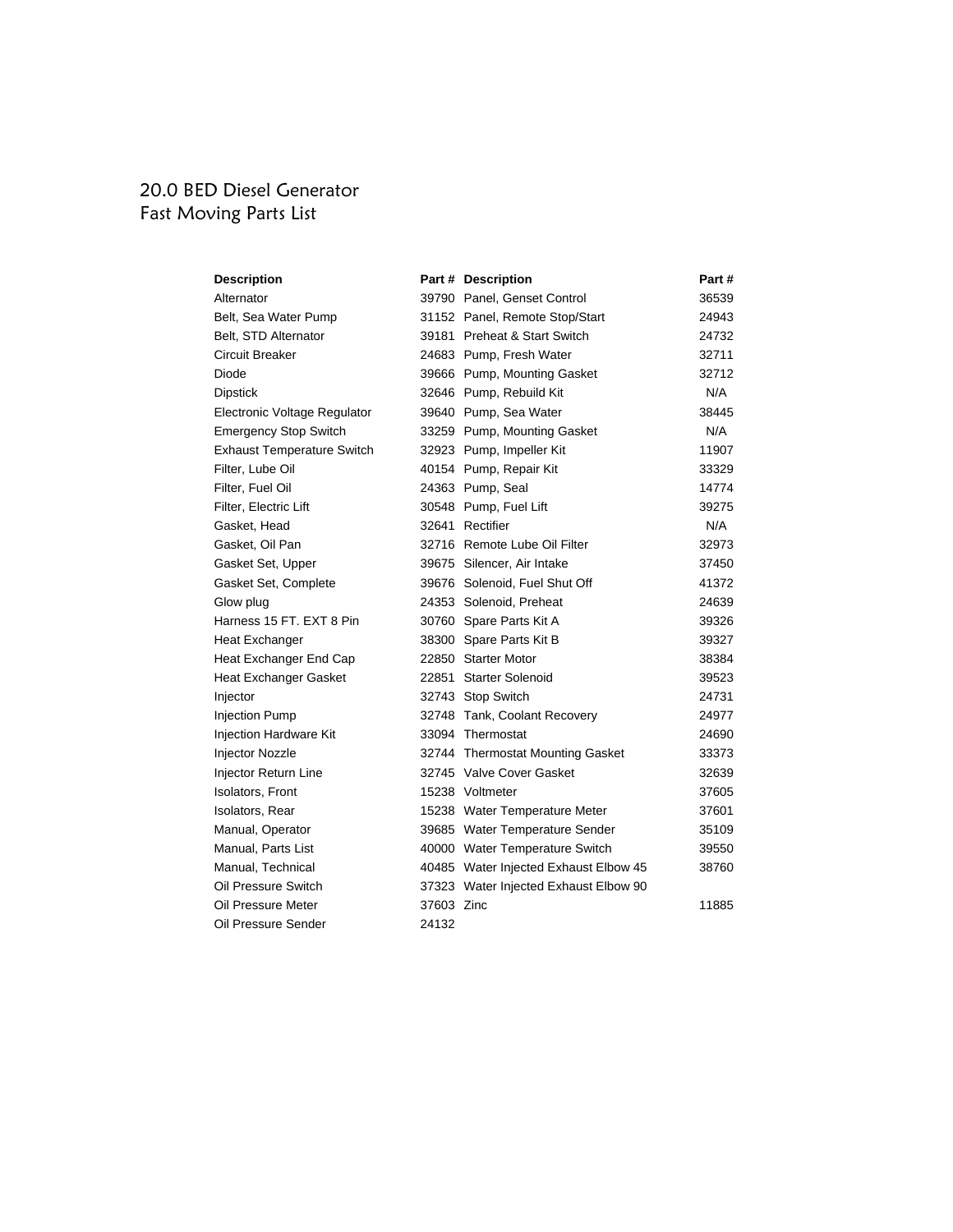# 20.0 BED Diesel Generator
## Fast Moving Parts List

| Description | Part # | Description | Part # |
|---|---|---|---|
| Alternator | 39790 | Panel, Genset Control | 36539 |
| Belt, Sea Water Pump | 31152 | Panel, Remote Stop/Start | 24943 |
| Belt, STD Alternator | 39181 | Preheat & Start Switch | 24732 |
| Circuit Breaker | 24683 | Pump, Fresh Water | 32711 |
| Diode | 39666 | Pump, Mounting Gasket | 32712 |
| Dipstick | 32646 | Pump, Rebuild Kit | N/A |
| Electronic Voltage Regulator | 39640 | Pump, Sea Water | 38445 |
| Emergency Stop Switch | 33259 | Pump, Mounting Gasket | N/A |
| Exhaust Temperature Switch | 32923 | Pump, Impeller Kit | 11907 |
| Filter, Lube Oil | 40154 | Pump, Repair Kit | 33329 |
| Filter, Fuel Oil | 24363 | Pump, Seal | 14774 |
| Filter, Electric Lift | 30548 | Pump, Fuel Lift | 39275 |
| Gasket, Head | 32641 | Rectifier | N/A |
| Gasket, Oil Pan | 32716 | Remote Lube Oil Filter | 32973 |
| Gasket Set, Upper | 39675 | Silencer, Air Intake | 37450 |
| Gasket Set, Complete | 39676 | Solenoid, Fuel Shut Off | 41372 |
| Glow plug | 24353 | Solenoid, Preheat | 24639 |
| Harness 15 FT. EXT 8 Pin | 30760 | Spare Parts Kit A | 39326 |
| Heat Exchanger | 38300 | Spare Parts Kit B | 39327 |
| Heat Exchanger End Cap | 22850 | Starter Motor | 38384 |
| Heat Exchanger Gasket | 22851 | Starter Solenoid | 39523 |
| Injector | 32743 | Stop Switch | 24731 |
| Injection Pump | 32748 | Tank, Coolant Recovery | 24977 |
| Injection Hardware Kit | 33094 | Thermostat | 24690 |
| Injector Nozzle | 32744 | Thermostat Mounting Gasket | 33373 |
| Injector Return Line | 32745 | Valve Cover Gasket | 32639 |
| Isolators, Front | 15238 | Voltmeter | 37605 |
| Isolators, Rear | 15238 | Water Temperature Meter | 37601 |
| Manual, Operator | 39685 | Water Temperature Sender | 35109 |
| Manual, Parts List | 40000 | Water Temperature Switch | 39550 |
| Manual, Technical | 40485 | Water Injected Exhaust Elbow 45 | 38760 |
| Oil Pressure Switch | 37323 | Water Injected Exhaust Elbow 90 | |
| Oil Pressure Meter | 37603 | Zinc | 11885 |
| Oil Pressure Sender | 24132 | | |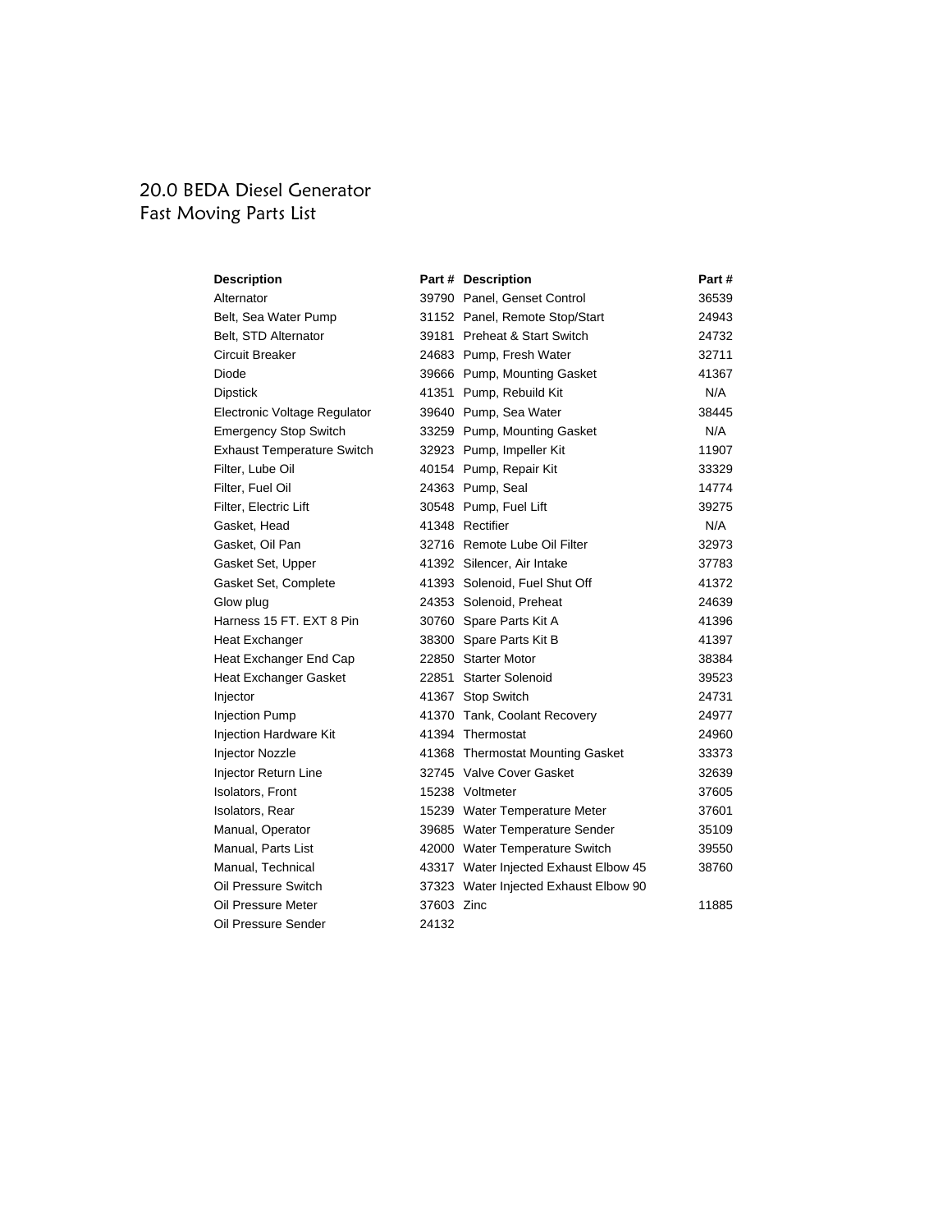# 20.0 BEDA Diesel Generator
## Fast Moving Parts List

| Description | Part # | Description | Part # |
|---|---|---|---|
| Alternator | 39790 | Panel, Genset Control | 36539 |
| Belt, Sea Water Pump | 31152 | Panel, Remote Stop/Start | 24943 |
| Belt, STD Alternator | 39181 | Preheat & Start Switch | 24732 |
| Circuit Breaker | 24683 | Pump, Fresh Water | 32711 |
| Diode | 39666 | Pump, Mounting Gasket | 41367 |
| Dipstick | 41351 | Pump, Rebuild Kit | N/A |
| Electronic Voltage Regulator | 39640 | Pump, Sea Water | 38445 |
| Emergency Stop Switch | 33259 | Pump, Mounting Gasket | N/A |
| Exhaust Temperature Switch | 32923 | Pump, Impeller Kit | 11907 |
| Filter, Lube Oil | 40154 | Pump, Repair Kit | 33329 |
| Filter, Fuel Oil | 24363 | Pump, Seal | 14774 |
| Filter, Electric Lift | 30548 | Pump, Fuel Lift | 39275 |
| Gasket, Head | 41348 | Rectifier | N/A |
| Gasket, Oil Pan | 32716 | Remote Lube Oil Filter | 32973 |
| Gasket Set, Upper | 41392 | Silencer, Air Intake | 37783 |
| Gasket Set, Complete | 41393 | Solenoid, Fuel Shut Off | 41372 |
| Glow plug | 24353 | Solenoid, Preheat | 24639 |
| Harness 15 FT. EXT 8 Pin | 30760 | Spare Parts Kit A | 41396 |
| Heat Exchanger | 38300 | Spare Parts Kit B | 41397 |
| Heat Exchanger End Cap | 22850 | Starter Motor | 38384 |
| Heat Exchanger Gasket | 22851 | Starter Solenoid | 39523 |
| Injector | 41367 | Stop Switch | 24731 |
| Injection Pump | 41370 | Tank, Coolant Recovery | 24977 |
| Injection Hardware Kit | 41394 | Thermostat | 24960 |
| Injector Nozzle | 41368 | Thermostat Mounting Gasket | 33373 |
| Injector Return Line | 32745 | Valve Cover Gasket | 32639 |
| Isolators, Front | 15238 | Voltmeter | 37605 |
| Isolators, Rear | 15239 | Water Temperature Meter | 37601 |
| Manual, Operator | 39685 | Water Temperature Sender | 35109 |
| Manual, Parts List | 42000 | Water Temperature Switch | 39550 |
| Manual, Technical | 43317 | Water Injected Exhaust Elbow 45 | 38760 |
| Oil Pressure Switch | 37323 | Water Injected Exhaust Elbow 90 | |
| Oil Pressure Meter | 37603 | Zinc | 11885 |
| Oil Pressure Sender | 24132 | | |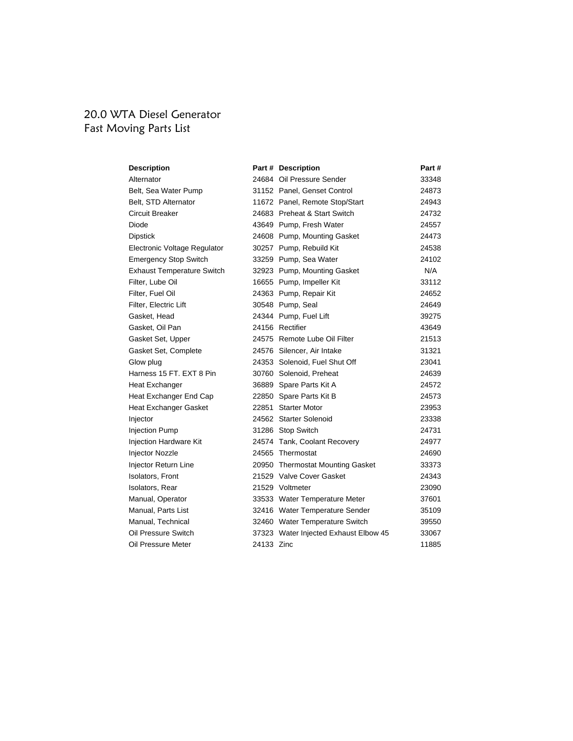# 20.0 WTA Diesel Generator
## Fast Moving Parts List

| Description | Part # | Description | Part # |
|---|---|---|---|
| Alternator | 24684 | Oil Pressure Sender | 33348 |
| Belt, Sea Water Pump | 31152 | Panel, Genset Control | 24873 |
| Belt, STD Alternator | 11672 | Panel, Remote Stop/Start | 24943 |
| Circuit Breaker | 24683 | Preheat & Start Switch | 24732 |
| Diode | 43649 | Pump, Fresh Water | 24557 |
| Dipstick | 24608 | Pump, Mounting Gasket | 24473 |
| Electronic Voltage Regulator | 30257 | Pump, Rebuild Kit | 24538 |
| Emergency Stop Switch | 33259 | Pump, Sea Water | 24102 |
| Exhaust Temperature Switch | 32923 | Pump, Mounting Gasket | N/A |
| Filter, Lube Oil | 16655 | Pump, Impeller Kit | 33112 |
| Filter, Fuel Oil | 24363 | Pump, Repair Kit | 24652 |
| Filter, Electric Lift | 30548 | Pump, Seal | 24649 |
| Gasket, Head | 24344 | Pump, Fuel Lift | 39275 |
| Gasket, Oil Pan | 24156 | Rectifier | 43649 |
| Gasket Set, Upper | 24575 | Remote Lube Oil Filter | 21513 |
| Gasket Set, Complete | 24576 | Silencer, Air Intake | 31321 |
| Glow plug | 24353 | Solenoid, Fuel Shut Off | 23041 |
| Harness 15 FT. EXT 8 Pin | 30760 | Solenoid, Preheat | 24639 |
| Heat Exchanger | 36889 | Spare Parts Kit A | 24572 |
| Heat Exchanger End Cap | 22850 | Spare Parts Kit B | 24573 |
| Heat Exchanger Gasket | 22851 | Starter Motor | 23953 |
| Injector | 24562 | Starter Solenoid | 23338 |
| Injection Pump | 31286 | Stop Switch | 24731 |
| Injection Hardware Kit | 24574 | Tank, Coolant Recovery | 24977 |
| Injector Nozzle | 24565 | Thermostat | 24690 |
| Injector Return Line | 20950 | Thermostat Mounting Gasket | 33373 |
| Isolators, Front | 21529 | Valve Cover Gasket | 24343 |
| Isolators, Rear | 21529 | Voltmeter | 23090 |
| Manual, Operator | 33533 | Water Temperature Meter | 37601 |
| Manual, Parts List | 32416 | Water Temperature Sender | 35109 |
| Manual, Technical | 32460 | Water Temperature Switch | 39550 |
| Oil Pressure Switch | 37323 | Water Injected Exhaust Elbow 45 | 33067 |
| Oil Pressure Meter | 24133 | Zinc | 11885 |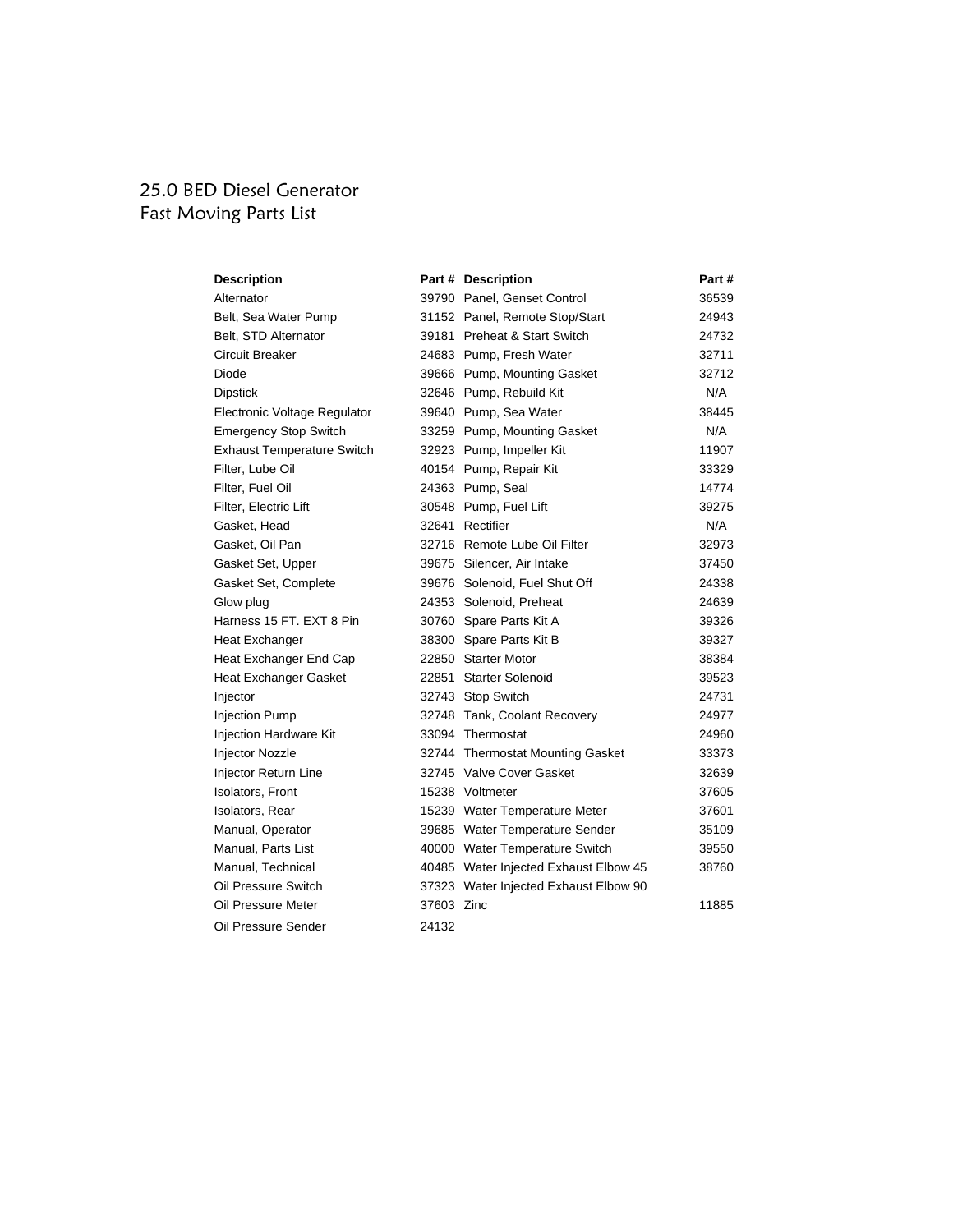# 25.0 BED Diesel Generator
# Fast Moving Parts List

| Description | Part # | Description | Part # |
|---|---|---|---|
| Alternator | 39790 | Panel, Genset Control | 36539 |
| Belt, Sea Water Pump | 31152 | Panel, Remote Stop/Start | 24943 |
| Belt, STD Alternator | 39181 | Preheat & Start Switch | 24732 |
| Circuit Breaker | 24683 | Pump, Fresh Water | 32711 |
| Diode | 39666 | Pump, Mounting Gasket | 32712 |
| Dipstick | 32646 | Pump, Rebuild Kit | N/A |
| Electronic Voltage Regulator | 39640 | Pump, Sea Water | 38445 |
| Emergency Stop Switch | 33259 | Pump, Mounting Gasket | N/A |
| Exhaust Temperature Switch | 32923 | Pump, Impeller Kit | 11907 |
| Filter, Lube Oil | 40154 | Pump, Repair Kit | 33329 |
| Filter, Fuel Oil | 24363 | Pump, Seal | 14774 |
| Filter, Electric Lift | 30548 | Pump, Fuel Lift | 39275 |
| Gasket, Head | 32641 | Rectifier | N/A |
| Gasket, Oil Pan | 32716 | Remote Lube Oil Filter | 32973 |
| Gasket Set, Upper | 39675 | Silencer, Air Intake | 37450 |
| Gasket Set, Complete | 39676 | Solenoid, Fuel Shut Off | 24338 |
| Glow plug | 24353 | Solenoid, Preheat | 24639 |
| Harness 15 FT. EXT 8 Pin | 30760 | Spare Parts Kit A | 39326 |
| Heat Exchanger | 38300 | Spare Parts Kit B | 39327 |
| Heat Exchanger End Cap | 22850 | Starter Motor | 38384 |
| Heat Exchanger Gasket | 22851 | Starter Solenoid | 39523 |
| Injector | 32743 | Stop Switch | 24731 |
| Injection Pump | 32748 | Tank, Coolant Recovery | 24977 |
| Injection Hardware Kit | 33094 | Thermostat | 24960 |
| Injector Nozzle | 32744 | Thermostat Mounting Gasket | 33373 |
| Injector Return Line | 32745 | Valve Cover Gasket | 32639 |
| Isolators, Front | 15238 | Voltmeter | 37605 |
| Isolators, Rear | 15239 | Water Temperature Meter | 37601 |
| Manual, Operator | 39685 | Water Temperature Sender | 35109 |
| Manual, Parts List | 40000 | Water Temperature Switch | 39550 |
| Manual, Technical | 40485 | Water Injected Exhaust Elbow 45 | 38760 |
| Oil Pressure Switch | 37323 | Water Injected Exhaust Elbow 90 | |
| Oil Pressure Meter | 37603 | Zinc | 11885 |
| Oil Pressure Sender | 24132 | | |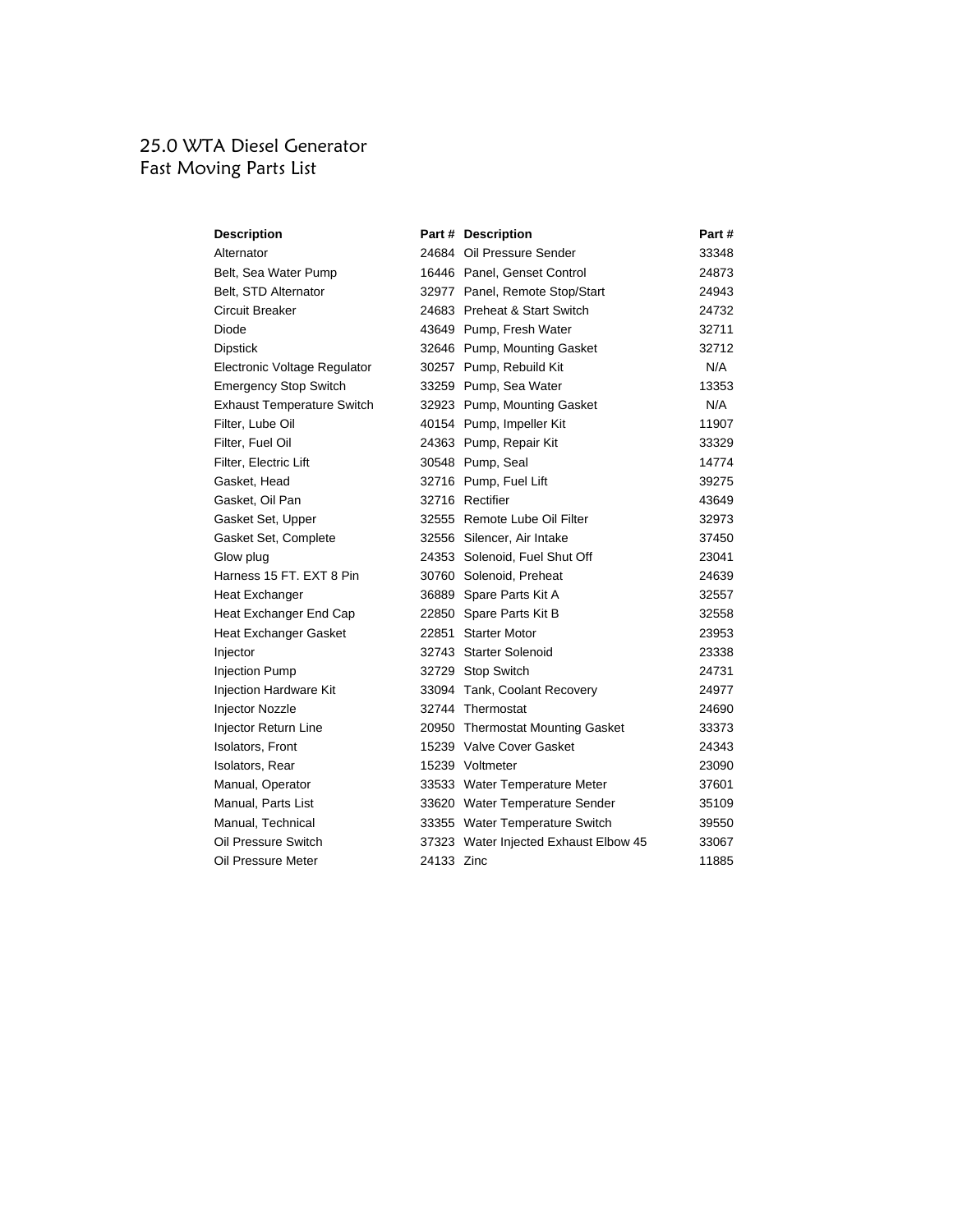# 25.0 WTA Diesel Generator
## Fast Moving Parts List

| Description | Part # | Description | Part # |
|---|---|---|---|
| Alternator | 24684 | Oil Pressure Sender | 33348 |
| Belt, Sea Water Pump | 16446 | Panel, Genset Control | 24873 |
| Belt, STD Alternator | 32977 | Panel, Remote Stop/Start | 24943 |
| Circuit Breaker | 24683 | Preheat & Start Switch | 24732 |
| Diode | 43649 | Pump, Fresh Water | 32711 |
| Dipstick | 32646 | Pump, Mounting Gasket | 32712 |
| Electronic Voltage Regulator | 30257 | Pump, Rebuild Kit | N/A |
| Emergency Stop Switch | 33259 | Pump, Sea Water | 13353 |
| Exhaust Temperature Switch | 32923 | Pump, Mounting Gasket | N/A |
| Filter, Lube Oil | 40154 | Pump, Impeller Kit | 11907 |
| Filter, Fuel Oil | 24363 | Pump, Repair Kit | 33329 |
| Filter, Electric Lift | 30548 | Pump, Seal | 14774 |
| Gasket, Head | 32716 | Pump, Fuel Lift | 39275 |
| Gasket, Oil Pan | 32716 | Rectifier | 43649 |
| Gasket Set, Upper | 32555 | Remote Lube Oil Filter | 32973 |
| Gasket Set, Complete | 32556 | Silencer, Air Intake | 37450 |
| Glow plug | 24353 | Solenoid, Fuel Shut Off | 23041 |
| Harness 15 FT. EXT 8 Pin | 30760 | Solenoid, Preheat | 24639 |
| Heat Exchanger | 36889 | Spare Parts Kit A | 32557 |
| Heat Exchanger End Cap | 22850 | Spare Parts Kit B | 32558 |
| Heat Exchanger Gasket | 22851 | Starter Motor | 23953 |
| Injector | 32743 | Starter Solenoid | 23338 |
| Injection Pump | 32729 | Stop Switch | 24731 |
| Injection Hardware Kit | 33094 | Tank, Coolant Recovery | 24977 |
| Injector Nozzle | 32744 | Thermostat | 24690 |
| Injector Return Line | 20950 | Thermostat Mounting Gasket | 33373 |
| Isolators, Front | 15239 | Valve Cover Gasket | 24343 |
| Isolators, Rear | 15239 | Voltmeter | 23090 |
| Manual, Operator | 33533 | Water Temperature Meter | 37601 |
| Manual, Parts List | 33620 | Water Temperature Sender | 35109 |
| Manual, Technical | 33355 | Water Temperature Switch | 39550 |
| Oil Pressure Switch | 37323 | Water Injected Exhaust Elbow 45 | 33067 |
| Oil Pressure Meter | 24133 | Zinc | 11885 |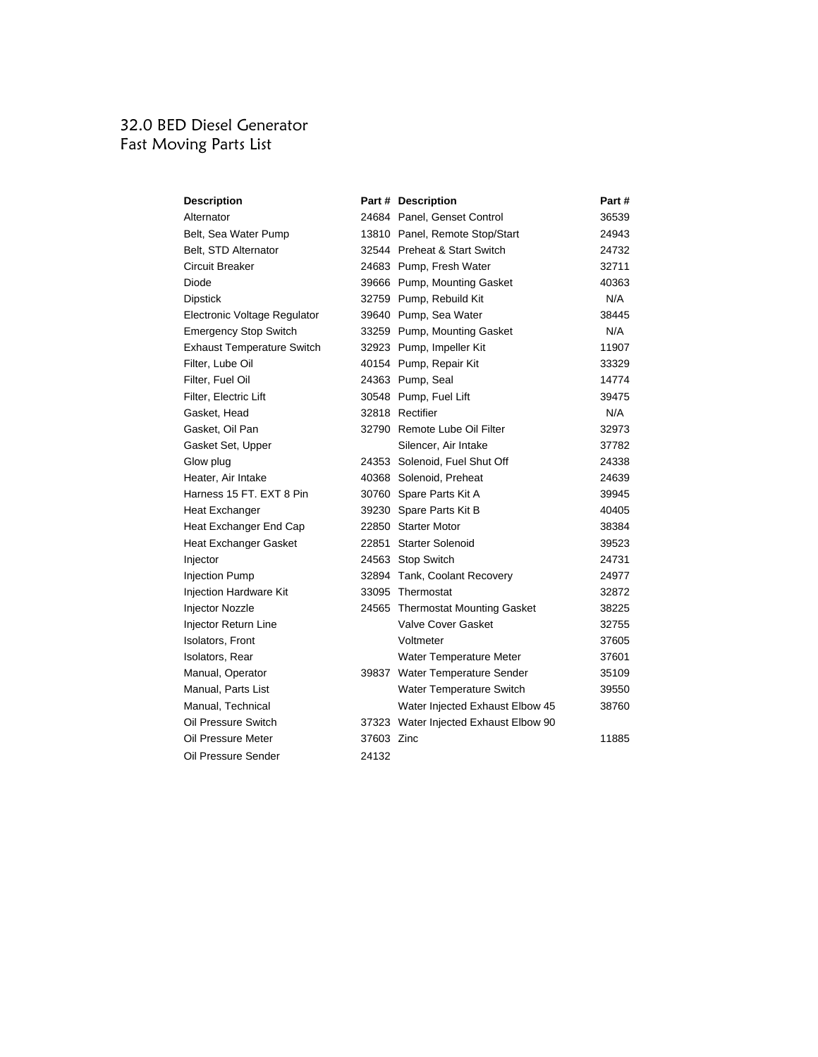# 32.0 BED Diesel Generator
## Fast Moving Parts List

| Description | Part # | Description | Part # |
|---|---|---|---|
| Alternator | 24684 | Panel, Genset Control | 36539 |
| Belt, Sea Water Pump | 13810 | Panel, Remote Stop/Start | 24943 |
| Belt, STD Alternator | 32544 | Preheat & Start Switch | 24732 |
| Circuit Breaker | 24683 | Pump, Fresh Water | 32711 |
| Diode | 39666 | Pump, Mounting Gasket | 40363 |
| Dipstick | 32759 | Pump, Rebuild Kit | N/A |
| Electronic Voltage Regulator | 39640 | Pump, Sea Water | 38445 |
| Emergency Stop Switch | 33259 | Pump, Mounting Gasket | N/A |
| Exhaust Temperature Switch | 32923 | Pump, Impeller Kit | 11907 |
| Filter, Lube Oil | 40154 | Pump, Repair Kit | 33329 |
| Filter, Fuel Oil | 24363 | Pump, Seal | 14774 |
| Filter, Electric Lift | 30548 | Pump, Fuel Lift | 39475 |
| Gasket, Head | 32818 | Rectifier | N/A |
| Gasket, Oil Pan | 32790 | Remote Lube Oil Filter | 32973 |
| Gasket Set, Upper | | Silencer, Air Intake | 37782 |
| Glow plug | 24353 | Solenoid, Fuel Shut Off | 24338 |
| Heater, Air Intake | 40368 | Solenoid, Preheat | 24639 |
| Harness 15 FT. EXT 8 Pin | 30760 | Spare Parts Kit A | 39945 |
| Heat Exchanger | 39230 | Spare Parts Kit B | 40405 |
| Heat Exchanger End Cap | 22850 | Starter Motor | 38384 |
| Heat Exchanger Gasket | 22851 | Starter Solenoid | 39523 |
| Injector | 24563 | Stop Switch | 24731 |
| Injection Pump | 32894 | Tank, Coolant Recovery | 24977 |
| Injection Hardware Kit | 33095 | Thermostat | 32872 |
| Injector Nozzle | 24565 | Thermostat Mounting Gasket | 38225 |
| Injector Return Line | | Valve Cover Gasket | 32755 |
| Isolators, Front | | Voltmeter | 37605 |
| Isolators, Rear | | Water Temperature Meter | 37601 |
| Manual, Operator | 39837 | Water Temperature Sender | 35109 |
| Manual, Parts List | | Water Temperature Switch | 39550 |
| Manual, Technical | | Water Injected Exhaust Elbow 45 | 38760 |
| Oil Pressure Switch | 37323 | Water Injected Exhaust Elbow 90 | |
| Oil Pressure Meter | 37603 | Zinc | 11885 |
| Oil Pressure Sender | 24132 | | |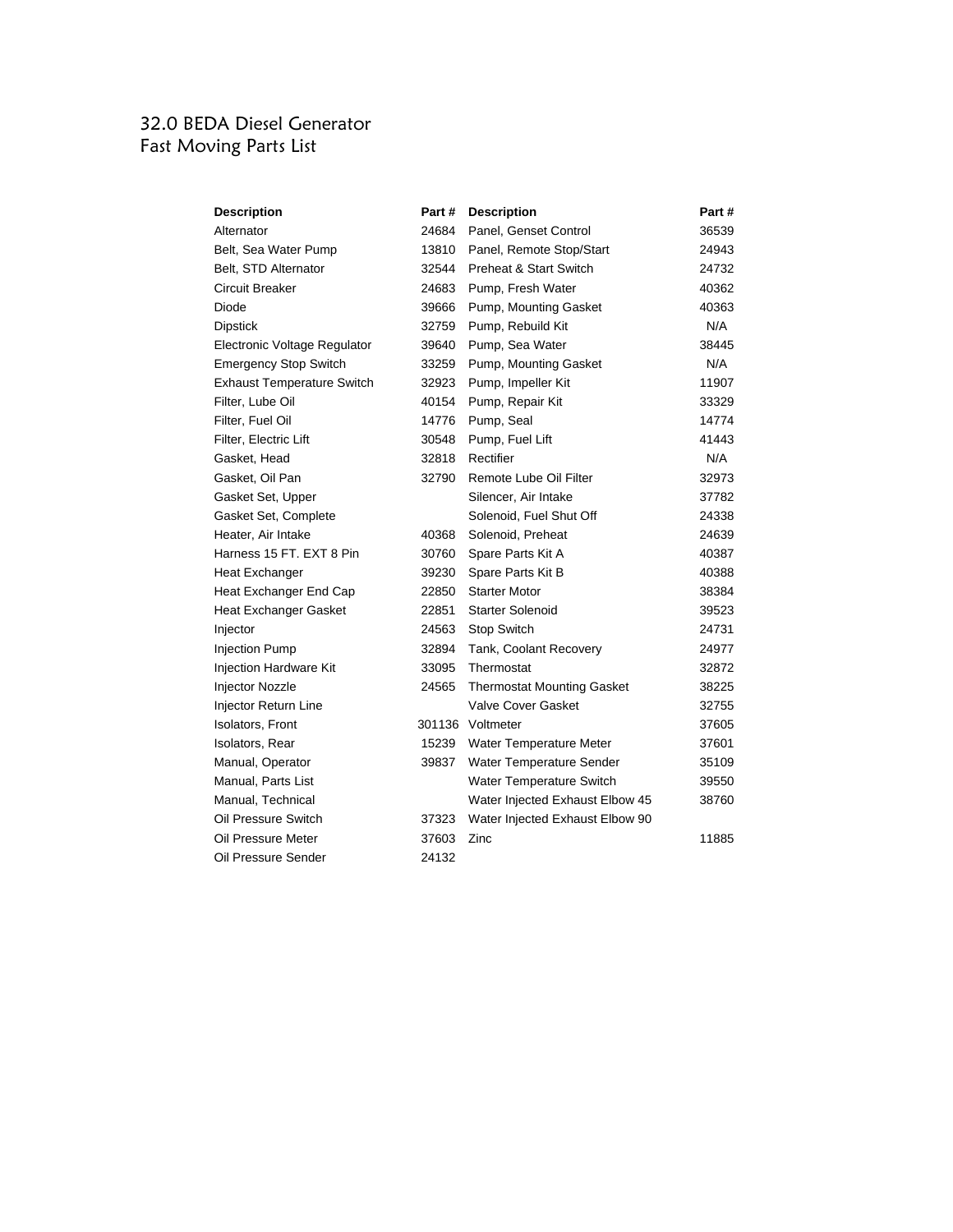# 32.0 BEDA Diesel Generator
## Fast Moving Parts List

| Description | Part # | Description | Part # |
|---|---|---|---|
| Alternator | 24684 | Panel, Genset Control | 36539 |
| Belt, Sea Water Pump | 13810 | Panel, Remote Stop/Start | 24943 |
| Belt, STD Alternator | 32544 | Preheat & Start Switch | 24732 |
| Circuit Breaker | 24683 | Pump, Fresh Water | 40362 |
| Diode | 39666 | Pump, Mounting Gasket | 40363 |
| Dipstick | 32759 | Pump, Rebuild Kit | N/A |
| Electronic Voltage Regulator | 39640 | Pump, Sea Water | 38445 |
| Emergency Stop Switch | 33259 | Pump, Mounting Gasket | N/A |
| Exhaust Temperature Switch | 32923 | Pump, Impeller Kit | 11907 |
| Filter, Lube Oil | 40154 | Pump, Repair Kit | 33329 |
| Filter, Fuel Oil | 14776 | Pump, Seal | 14774 |
| Filter, Electric Lift | 30548 | Pump, Fuel Lift | 41443 |
| Gasket, Head | 32818 | Rectifier | N/A |
| Gasket, Oil Pan | 32790 | Remote Lube Oil Filter | 32973 |
| Gasket Set, Upper | | Silencer, Air Intake | 37782 |
| Gasket Set, Complete | | Solenoid, Fuel Shut Off | 24338 |
| Heater, Air Intake | 40368 | Solenoid, Preheat | 24639 |
| Harness 15 FT. EXT 8 Pin | 30760 | Spare Parts Kit A | 40387 |
| Heat Exchanger | 39230 | Spare Parts Kit B | 40388 |
| Heat Exchanger End Cap | 22850 | Starter Motor | 38384 |
| Heat Exchanger Gasket | 22851 | Starter Solenoid | 39523 |
| Injector | 24563 | Stop Switch | 24731 |
| Injection Pump | 32894 | Tank, Coolant Recovery | 24977 |
| Injection Hardware Kit | 33095 | Thermostat | 32872 |
| Injector Nozzle | 24565 | Thermostat Mounting Gasket | 38225 |
| Injector Return Line | | Valve Cover Gasket | 32755 |
| Isolators, Front | 301136 | Voltmeter | 37605 |
| Isolators, Rear | 15239 | Water Temperature Meter | 37601 |
| Manual, Operator | 39837 | Water Temperature Sender | 35109 |
| Manual, Parts List | | Water Temperature Switch | 39550 |
| Manual, Technical | | Water Injected Exhaust Elbow 45 | 38760 |
| Oil Pressure Switch | 37323 | Water Injected Exhaust Elbow 90 | |
| Oil Pressure Meter | 37603 | Zinc | 11885 |
| Oil Pressure Sender | 24132 | | |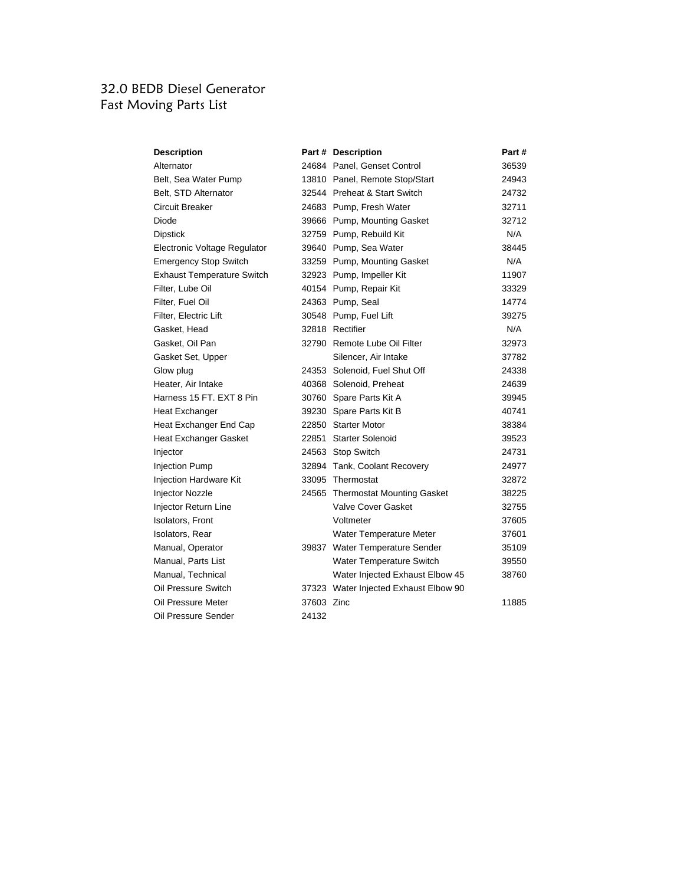# 32.0 BEDB Diesel Generator
## Fast Moving Parts List

| Description | Part # | Description | Part # |
|---|---|---|---|
| Alternator | 24684 | Panel, Genset Control | 36539 |
| Belt, Sea Water Pump | 13810 | Panel, Remote Stop/Start | 24943 |
| Belt, STD Alternator | 32544 | Preheat & Start Switch | 24732 |
| Circuit Breaker | 24683 | Pump, Fresh Water | 32711 |
| Diode | 39666 | Pump, Mounting Gasket | 32712 |
| Dipstick | 32759 | Pump, Rebuild Kit | N/A |
| Electronic Voltage Regulator | 39640 | Pump, Sea Water | 38445 |
| Emergency Stop Switch | 33259 | Pump, Mounting Gasket | N/A |
| Exhaust Temperature Switch | 32923 | Pump, Impeller Kit | 11907 |
| Filter, Lube Oil | 40154 | Pump, Repair Kit | 33329 |
| Filter, Fuel Oil | 24363 | Pump, Seal | 14774 |
| Filter, Electric Lift | 30548 | Pump, Fuel Lift | 39275 |
| Gasket, Head | 32818 | Rectifier | N/A |
| Gasket, Oil Pan | 32790 | Remote Lube Oil Filter | 32973 |
| Gasket Set, Upper | | Silencer, Air Intake | 37782 |
| Glow plug | 24353 | Solenoid, Fuel Shut Off | 24338 |
| Heater, Air Intake | 40368 | Solenoid, Preheat | 24639 |
| Harness 15 FT. EXT 8 Pin | 30760 | Spare Parts Kit A | 39945 |
| Heat Exchanger | 39230 | Spare Parts Kit B | 40741 |
| Heat Exchanger End Cap | 22850 | Starter Motor | 38384 |
| Heat Exchanger Gasket | 22851 | Starter Solenoid | 39523 |
| Injector | 24563 | Stop Switch | 24731 |
| Injection Pump | 32894 | Tank, Coolant Recovery | 24977 |
| Injection Hardware Kit | 33095 | Thermostat | 32872 |
| Injector Nozzle | 24565 | Thermostat Mounting Gasket | 38225 |
| Injector Return Line | | Valve Cover Gasket | 32755 |
| Isolators, Front | | Voltmeter | 37605 |
| Isolators, Rear | | Water Temperature Meter | 37601 |
| Manual, Operator | 39837 | Water Temperature Sender | 35109 |
| Manual, Parts List | | Water Temperature Switch | 39550 |
| Manual, Technical | | Water Injected Exhaust Elbow 45 | 38760 |
| Oil Pressure Switch | 37323 | Water Injected Exhaust Elbow 90 | |
| Oil Pressure Meter | 37603 | Zinc | 11885 |
| Oil Pressure Sender | 24132 | | |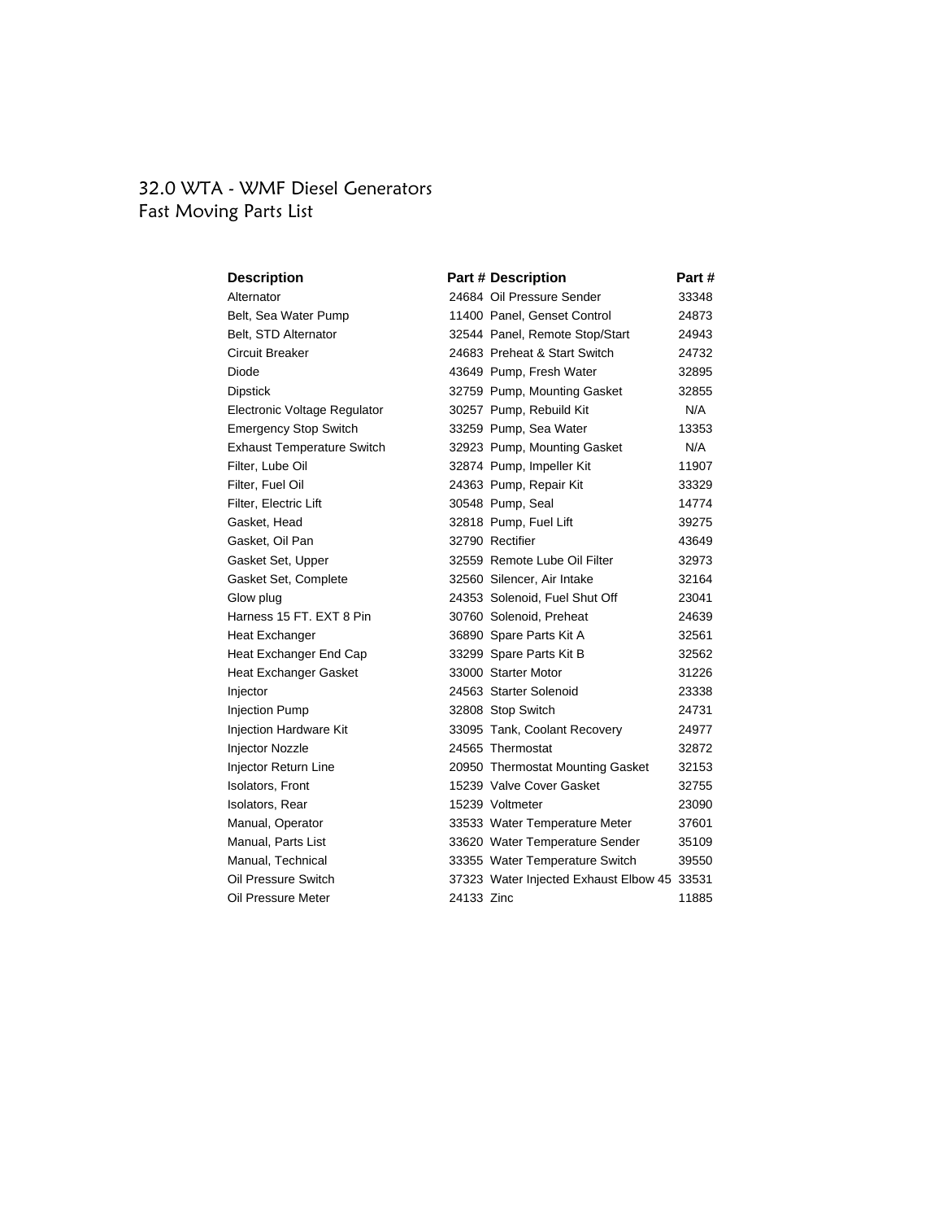# 32.0 WTA - WMF Diesel Generators
## Fast Moving Parts List

| Description | Part # | Description | Part # |
|---|---|---|---|
| Alternator | 24684 | Oil Pressure Sender | 33348 |
| Belt, Sea Water Pump | 11400 | Panel, Genset Control | 24873 |
| Belt, STD Alternator | 32544 | Panel, Remote Stop/Start | 24943 |
| Circuit Breaker | 24683 | Preheat & Start Switch | 24732 |
| Diode | 43649 | Pump, Fresh Water | 32895 |
| Dipstick | 32759 | Pump, Mounting Gasket | 32855 |
| Electronic Voltage Regulator | 30257 | Pump, Rebuild Kit | N/A |
| Emergency Stop Switch | 33259 | Pump, Sea Water | 13353 |
| Exhaust Temperature Switch | 32923 | Pump, Mounting Gasket | N/A |
| Filter, Lube Oil | 32874 | Pump, Impeller Kit | 11907 |
| Filter, Fuel Oil | 24363 | Pump, Repair Kit | 33329 |
| Filter, Electric Lift | 30548 | Pump, Seal | 14774 |
| Gasket, Head | 32818 | Pump, Fuel Lift | 39275 |
| Gasket, Oil Pan | 32790 | Rectifier | 43649 |
| Gasket Set, Upper | 32559 | Remote Lube Oil Filter | 32973 |
| Gasket Set, Complete | 32560 | Silencer, Air Intake | 32164 |
| Glow plug | 24353 | Solenoid, Fuel Shut Off | 23041 |
| Harness 15 FT. EXT 8 Pin | 30760 | Solenoid, Preheat | 24639 |
| Heat Exchanger | 36890 | Spare Parts Kit A | 32561 |
| Heat Exchanger End Cap | 33299 | Spare Parts Kit B | 32562 |
| Heat Exchanger Gasket | 33000 | Starter Motor | 31226 |
| Injector | 24563 | Starter Solenoid | 23338 |
| Injection Pump | 32808 | Stop Switch | 24731 |
| Injection Hardware Kit | 33095 | Tank, Coolant Recovery | 24977 |
| Injector Nozzle | 24565 | Thermostat | 32872 |
| Injector Return Line | 20950 | Thermostat Mounting Gasket | 32153 |
| Isolators, Front | 15239 | Valve Cover Gasket | 32755 |
| Isolators, Rear | 15239 | Voltmeter | 23090 |
| Manual, Operator | 33533 | Water Temperature Meter | 37601 |
| Manual, Parts List | 33620 | Water Temperature Sender | 35109 |
| Manual, Technical | 33355 | Water Temperature Switch | 39550 |
| Oil Pressure Switch | 37323 | Water Injected Exhaust Elbow 45 | 33531 |
| Oil Pressure Meter | 24133 | Zinc | 11885 |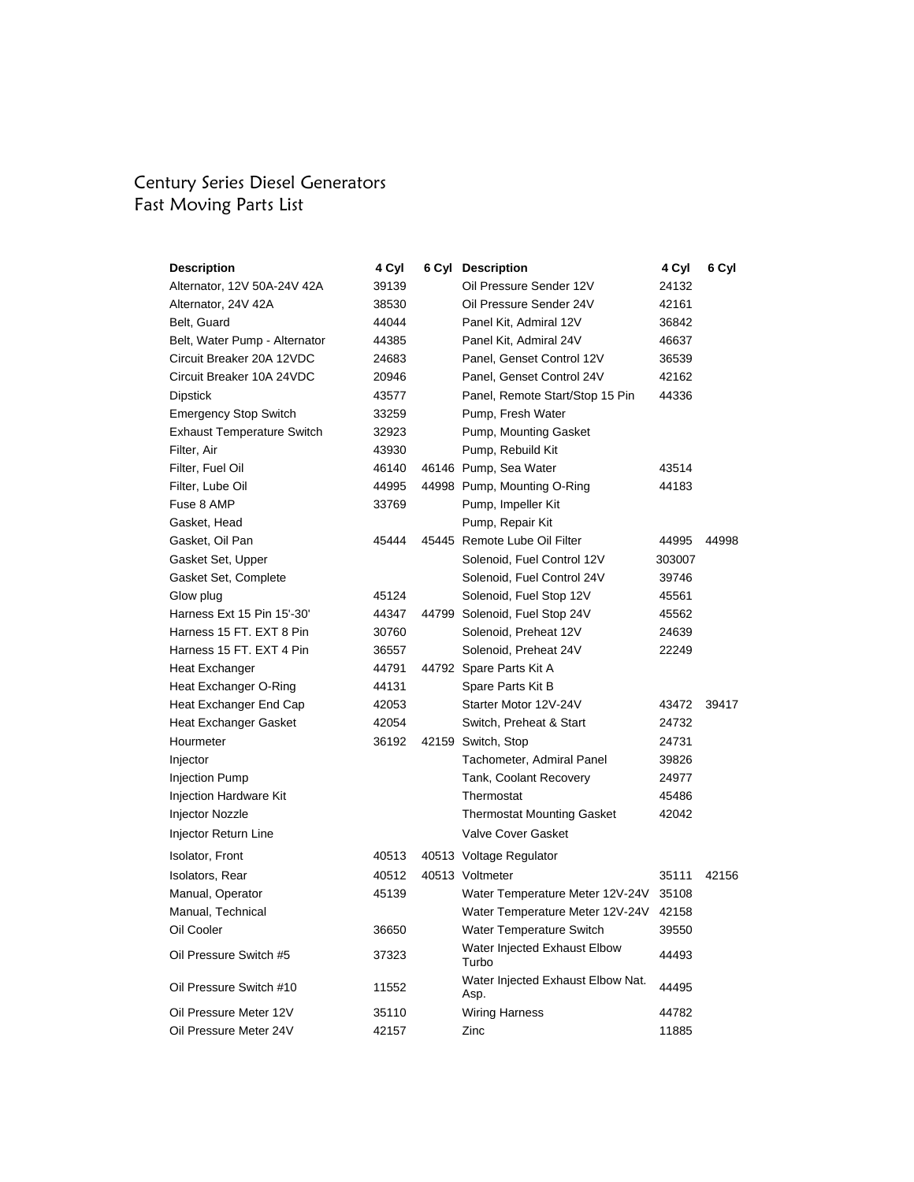# Century Series Diesel Generators
## Fast Moving Parts List

| Description | 4 Cyl | 6 Cyl | Description | 4 Cyl | 6 Cyl |
|---|---|---|---|---|---|
| Alternator, 12V 50A-24V 42A | 39139 | | Oil Pressure Sender 12V | 24132 | |
| Alternator, 24V 42A | 38530 | | Oil Pressure Sender 24V | 42161 | |
| Belt, Guard | 44044 | | Panel Kit, Admiral 12V | 36842 | |
| Belt, Water Pump - Alternator | 44385 | | Panel Kit, Admiral 24V | 46637 | |
| Circuit Breaker 20A 12VDC | 24683 | | Panel, Genset Control 12V | 36539 | |
| Circuit Breaker 10A 24VDC | 20946 | | Panel, Genset Control 24V | 42162 | |
| Dipstick | 43577 | | Panel, Remote Start/Stop 15 Pin | 44336 | |
| Emergency Stop Switch | 33259 | | Pump, Fresh Water | | |
| Exhaust Temperature Switch | 32923 | | Pump, Mounting Gasket | | |
| Filter, Air | 43930 | | Pump, Rebuild Kit | | |
| Filter, Fuel Oil | 46140 | 46146 | Pump, Sea Water | 43514 | |
| Filter, Lube Oil | 44995 | 44998 | Pump, Mounting O-Ring | 44183 | |
| Fuse 8 AMP | 33769 | | Pump, Impeller Kit | | |
| Gasket, Head | | | Pump, Repair Kit | | |
| Gasket, Oil Pan | 45444 | 45445 | Remote Lube Oil Filter | 44995 | 44998 |
| Gasket Set, Upper | | | Solenoid, Fuel Control 12V | 303007 | |
| Gasket Set, Complete | | | Solenoid, Fuel Control 24V | 39746 | |
| Glow plug | 45124 | | Solenoid, Fuel Stop 12V | 45561 | |
| Harness Ext 15 Pin 15'-30' | 44347 | 44799 | Solenoid, Fuel Stop 24V | 45562 | |
| Harness 15 FT. EXT 8 Pin | 30760 | | Solenoid, Preheat 12V | 24639 | |
| Harness 15 FT. EXT 4 Pin | 36557 | | Solenoid, Preheat 24V | 22249 | |
| Heat Exchanger | 44791 | 44792 | Spare Parts Kit A | | |
| Heat Exchanger O-Ring | 44131 | | Spare Parts Kit B | | |
| Heat Exchanger End Cap | 42053 | | Starter Motor 12V-24V | 43472 | 39417 |
| Heat Exchanger Gasket | 42054 | | Switch, Preheat & Start | 24732 | |
| Hourmeter | 36192 | 42159 | Switch, Stop | 24731 | |
| Injector | | | Tachometer, Admiral Panel | 39826 | |
| Injection Pump | | | Tank, Coolant Recovery | 24977 | |
| Injection Hardware Kit | | | Thermostat | 45486 | |
| Injector Nozzle | | | Thermostat Mounting Gasket | 42042 | |
| Injector Return Line | | | Valve Cover Gasket | | |
| Isolator, Front | 40513 | 40513 | Voltage Regulator | | |
| Isolators, Rear | 40512 | 40513 | Voltmeter | 35111 | 42156 |
| Manual, Operator | 45139 | | Water Temperature Meter 12V-24V | 35108 | |
| Manual, Technical | | | Water Temperature Meter 12V-24V | 42158 | |
| Oil Cooler | 36650 | | Water Temperature Switch | 39550 | |
| Oil Pressure Switch #5 | 37323 | | Water Injected Exhaust Elbow Turbo | 44493 | |
| Oil Pressure Switch #10 | 11552 | | Water Injected Exhaust Elbow Nat. Asp. | 44495 | |
| Oil Pressure Meter 12V | 35110 | | Wiring Harness | 44782 | |
| Oil Pressure Meter 24V | 42157 | | Zinc | 11885 | |